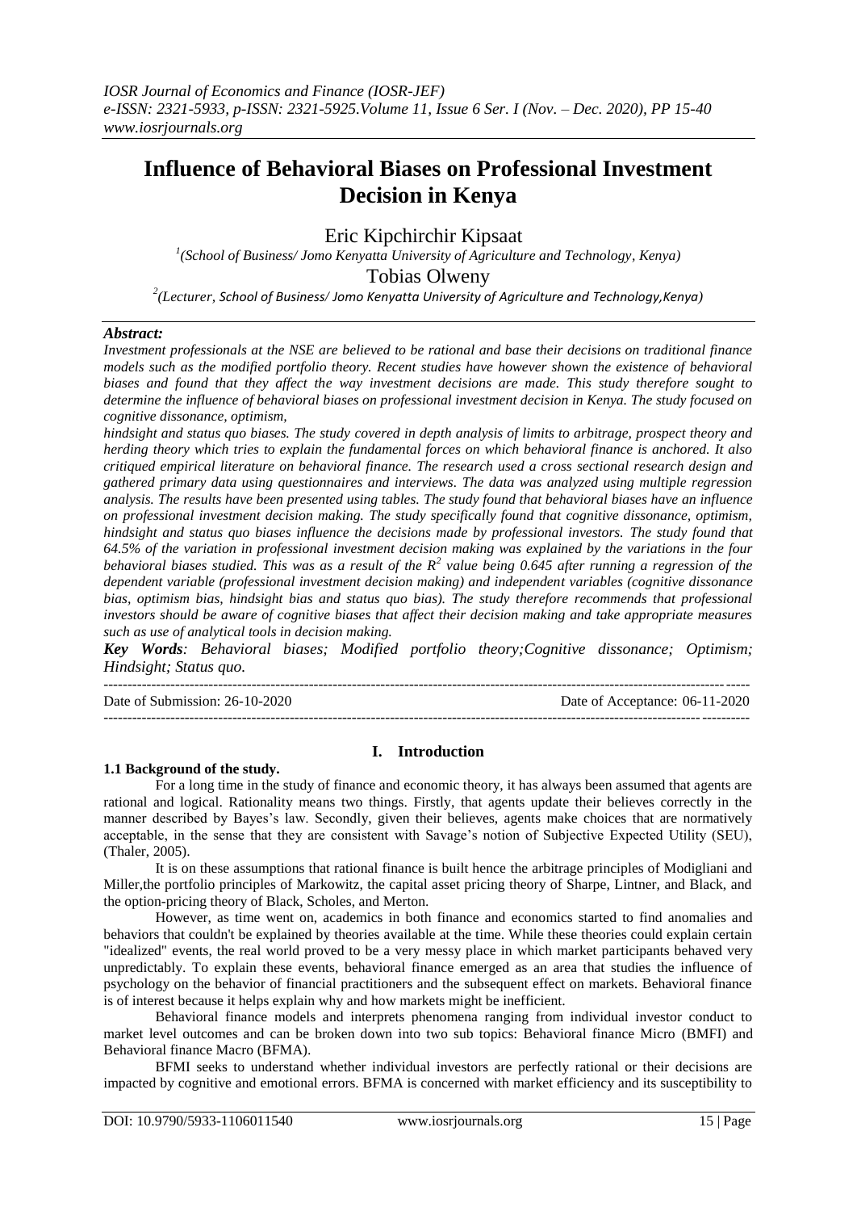# Influence of Behavioral Biases on Professional Investment Decision in Kenya

Eric Kipchirchir Kipsaat

[1](School of Business/ Jomo Kenyatta University of Agriculture and Technology, Kenya)

Tobias Olweny

[2](Lecturer, School of Business/ Jomo Kenyatta University of Agriculture and Technology,Kenya)

***Abstract:***

*Investment professionals at the NSE are believed to be rational and base their decisions on traditional finance models such as the modified portfolio theory. Recent studies have however shown the existence of behavioral biases and found that they affect the way investment decisions are made. This study therefore sought to determine the influence of behavioral biases on professional investment decision in Kenya. The study focused on cognitive dissonance, optimism, hindsight and status quo biases. The study covered in depth analysis of limits to arbitrage, prospect theory and herding theory which tries to explain the fundamental forces on which behavioral finance is anchored. It also critiqued empirical literature on behavioral finance. The research used a cross sectional research design and gathered primary data using questionnaires and interviews. The data was analyzed using multiple regression analysis. The results have been presented using tables. The study found that behavioral biases have an influence on professional investment decision making. The study specifically found that cognitive dissonance, optimism, hindsight and status quo biases influence the decisions made by professional investors. The study found that 64.5% of the variation in professional investment decision making was explained by the variations in the four behavioral biases studied. This was as a result of the $R^2$ value being 0.645 after running a regression of the dependent variable (professional investment decision making) and independent variables (cognitive dissonance bias, optimism bias, hindsight bias and status quo bias). The study therefore recommends that professional investors should be aware of cognitive biases that affect their decision making and take appropriate measures such as use of analytical tools in decision making.*

***Key Words****: Behavioral biases; Modified portfolio theory;Cognitive dissonance; Optimism; Hindsight; Status quo.*

Date of Submission: 26-10-2020 Date of Acceptance: 06-11-2020

## I. Introduction

### 1.1 Background of the study.

For a long time in the study of finance and economic theory, it has always been assumed that agents are rational and logical. Rationality means two things. Firstly, that agents update their believes correctly in the manner described by Bayes's law. Secondly, given their believes, agents make choices that are normatively acceptable, in the sense that they are consistent with Savage's notion of Subjective Expected Utility (SEU), (Thaler, 2005).

It is on these assumptions that rational finance is built hence the arbitrage principles of Modigliani and Miller,the portfolio principles of Markowitz, the capital asset pricing theory of Sharpe, Lintner, and Black, and the option-pricing theory of Black, Scholes, and Merton.

However, as time went on, academics in both finance and economics started to find anomalies and behaviors that couldn't be explained by theories available at the time. While these theories could explain certain "idealized" events, the real world proved to be a very messy place in which market participants behaved very unpredictably. To explain these events, behavioral finance emerged as an area that studies the influence of psychology on the behavior of financial practitioners and the subsequent effect on markets. Behavioral finance is of interest because it helps explain why and how markets might be inefficient.

Behavioral finance models and interprets phenomena ranging from individual investor conduct to market level outcomes and can be broken down into two sub topics: Behavioral finance Micro (BMFI) and Behavioral finance Macro (BFMA).

BFMI seeks to understand whether individual investors are perfectly rational or their decisions are impacted by cognitive and emotional errors. BFMA is concerned with market efficiency and its susceptibility to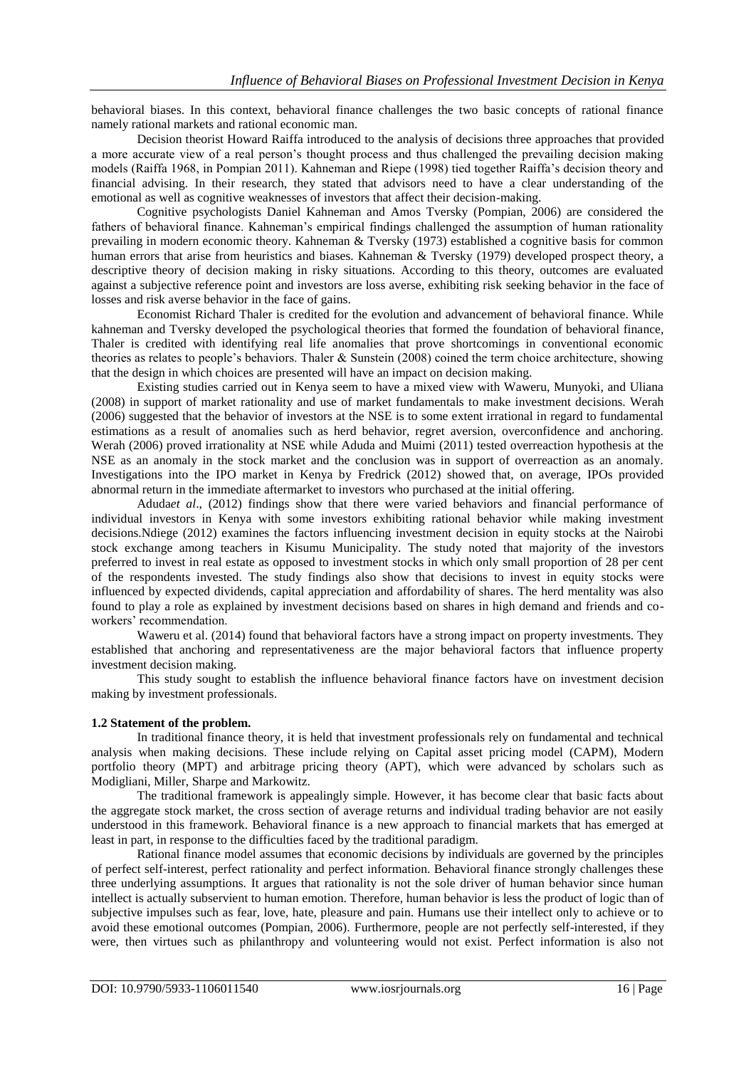behavioral biases. In this context, behavioral finance challenges the two basic concepts of rational finance namely rational markets and rational economic man.

Decision theorist Howard Raiffa introduced to the analysis of decisions three approaches that provided a more accurate view of a real person's thought process and thus challenged the prevailing decision making models (Raiffa 1968, in Pompian 2011). Kahneman and Riepe (1998) tied together Raiffa's decision theory and financial advising. In their research, they stated that advisors need to have a clear understanding of the emotional as well as cognitive weaknesses of investors that affect their decision-making.

Cognitive psychologists Daniel Kahneman and Amos Tversky (Pompian, 2006) are considered the fathers of behavioral finance. Kahneman's empirical findings challenged the assumption of human rationality prevailing in modern economic theory. Kahneman & Tversky (1973) established a cognitive basis for common human errors that arise from heuristics and biases. Kahneman & Tversky (1979) developed prospect theory, a descriptive theory of decision making in risky situations. According to this theory, outcomes are evaluated against a subjective reference point and investors are loss averse, exhibiting risk seeking behavior in the face of losses and risk averse behavior in the face of gains.

Economist Richard Thaler is credited for the evolution and advancement of behavioral finance. While kahneman and Tversky developed the psychological theories that formed the foundation of behavioral finance, Thaler is credited with identifying real life anomalies that prove shortcomings in conventional economic theories as relates to people's behaviors. Thaler & Sunstein (2008) coined the term choice architecture, showing that the design in which choices are presented will have an impact on decision making.

Existing studies carried out in Kenya seem to have a mixed view with Waweru, Munyoki, and Uliana (2008) in support of market rationality and use of market fundamentals to make investment decisions. Werah (2006) suggested that the behavior of investors at the NSE is to some extent irrational in regard to fundamental estimations as a result of anomalies such as herd behavior, regret aversion, overconfidence and anchoring. Werah (2006) proved irrationality at NSE while Aduda and Muimi (2011) tested overreaction hypothesis at the NSE as an anomaly in the stock market and the conclusion was in support of overreaction as an anomaly. Investigations into the IPO market in Kenya by Fredrick (2012) showed that, on average, IPOs provided abnormal return in the immediate aftermarket to investors who purchased at the initial offering.

Aduda*et al*., (2012) findings show that there were varied behaviors and financial performance of individual investors in Kenya with some investors exhibiting rational behavior while making investment decisions.Ndiege (2012) examines the factors influencing investment decision in equity stocks at the Nairobi stock exchange among teachers in Kisumu Municipality. The study noted that majority of the investors preferred to invest in real estate as opposed to investment stocks in which only small proportion of 28 per cent of the respondents invested. The study findings also show that decisions to invest in equity stocks were influenced by expected dividends, capital appreciation and affordability of shares. The herd mentality was also found to play a role as explained by investment decisions based on shares in high demand and friends and co-workers' recommendation.

Waweru et al. (2014) found that behavioral factors have a strong impact on property investments. They established that anchoring and representativeness are the major behavioral factors that influence property investment decision making.

This study sought to establish the influence behavioral finance factors have on investment decision making by investment professionals.

### 1.2 Statement of the problem.

In traditional finance theory, it is held that investment professionals rely on fundamental and technical analysis when making decisions. These include relying on Capital asset pricing model (CAPM), Modern portfolio theory (MPT) and arbitrage pricing theory (APT), which were advanced by scholars such as Modigliani, Miller, Sharpe and Markowitz.

The traditional framework is appealingly simple. However, it has become clear that basic facts about the aggregate stock market, the cross section of average returns and individual trading behavior are not easily understood in this framework. Behavioral finance is a new approach to financial markets that has emerged at least in part, in response to the difficulties faced by the traditional paradigm.

Rational finance model assumes that economic decisions by individuals are governed by the principles of perfect self-interest, perfect rationality and perfect information. Behavioral finance strongly challenges these three underlying assumptions. It argues that rationality is not the sole driver of human behavior since human intellect is actually subservient to human emotion. Therefore, human behavior is less the product of logic than of subjective impulses such as fear, love, hate, pleasure and pain. Humans use their intellect only to achieve or to avoid these emotional outcomes (Pompian, 2006). Furthermore, people are not perfectly self-interested, if they were, then virtues such as philanthropy and volunteering would not exist. Perfect information is also not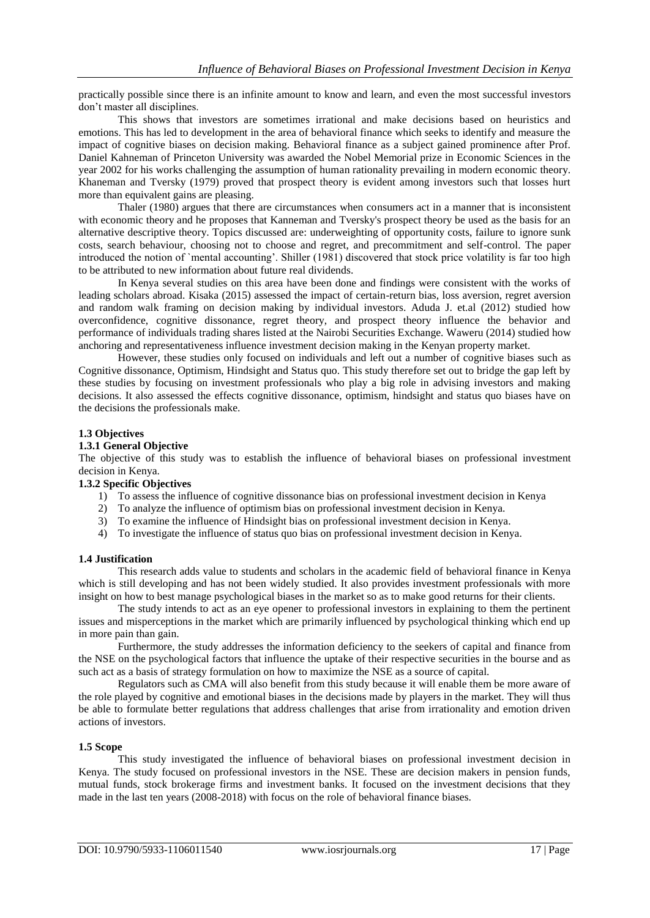practically possible since there is an infinite amount to know and learn, and even the most successful investors don't master all disciplines.

This shows that investors are sometimes irrational and make decisions based on heuristics and emotions. This has led to development in the area of behavioral finance which seeks to identify and measure the impact of cognitive biases on decision making. Behavioral finance as a subject gained prominence after Prof. Daniel Kahneman of Princeton University was awarded the Nobel Memorial prize in Economic Sciences in the year 2002 for his works challenging the assumption of human rationality prevailing in modern economic theory. Khaneman and Tversky (1979) proved that prospect theory is evident among investors such that losses hurt more than equivalent gains are pleasing.

Thaler (1980) argues that there are circumstances when consumers act in a manner that is inconsistent with economic theory and he proposes that Kanneman and Tversky's prospect theory be used as the basis for an alternative descriptive theory. Topics discussed are: underweighting of opportunity costs, failure to ignore sunk costs, search behaviour, choosing not to choose and regret, and precommitment and self-control. The paper introduced the notion of `mental accounting'. Shiller (1981) discovered that stock price volatility is far too high to be attributed to new information about future real dividends.

In Kenya several studies on this area have been done and findings were consistent with the works of leading scholars abroad. Kisaka (2015) assessed the impact of certain-return bias, loss aversion, regret aversion and random walk framing on decision making by individual investors. Aduda J. et.al (2012) studied how overconfidence, cognitive dissonance, regret theory, and prospect theory influence the behavior and performance of individuals trading shares listed at the Nairobi Securities Exchange. Waweru (2014) studied how anchoring and representativeness influence investment decision making in the Kenyan property market.

However, these studies only focused on individuals and left out a number of cognitive biases such as Cognitive dissonance, Optimism, Hindsight and Status quo. This study therefore set out to bridge the gap left by these studies by focusing on investment professionals who play a big role in advising investors and making decisions. It also assessed the effects cognitive dissonance, optimism, hindsight and status quo biases have on the decisions the professionals make.

### 1.3 Objectives

#### 1.3.1 General Objective

The objective of this study was to establish the influence of behavioral biases on professional investment decision in Kenya.

#### 1.3.2 Specific Objectives

1) To assess the influence of cognitive dissonance bias on professional investment decision in Kenya
2) To analyze the influence of optimism bias on professional investment decision in Kenya.
3) To examine the influence of Hindsight bias on professional investment decision in Kenya.
4) To investigate the influence of status quo bias on professional investment decision in Kenya.

### 1.4 Justification

This research adds value to students and scholars in the academic field of behavioral finance in Kenya which is still developing and has not been widely studied. It also provides investment professionals with more insight on how to best manage psychological biases in the market so as to make good returns for their clients.

The study intends to act as an eye opener to professional investors in explaining to them the pertinent issues and misperceptions in the market which are primarily influenced by psychological thinking which end up in more pain than gain.

Furthermore, the study addresses the information deficiency to the seekers of capital and finance from the NSE on the psychological factors that influence the uptake of their respective securities in the bourse and as such act as a basis of strategy formulation on how to maximize the NSE as a source of capital.

Regulators such as CMA will also benefit from this study because it will enable them be more aware of the role played by cognitive and emotional biases in the decisions made by players in the market. They will thus be able to formulate better regulations that address challenges that arise from irrationality and emotion driven actions of investors.

### 1.5 Scope

This study investigated the influence of behavioral biases on professional investment decision in Kenya. The study focused on professional investors in the NSE. These are decision makers in pension funds, mutual funds, stock brokerage firms and investment banks. It focused on the investment decisions that they made in the last ten years (2008-2018) with focus on the role of behavioral finance biases.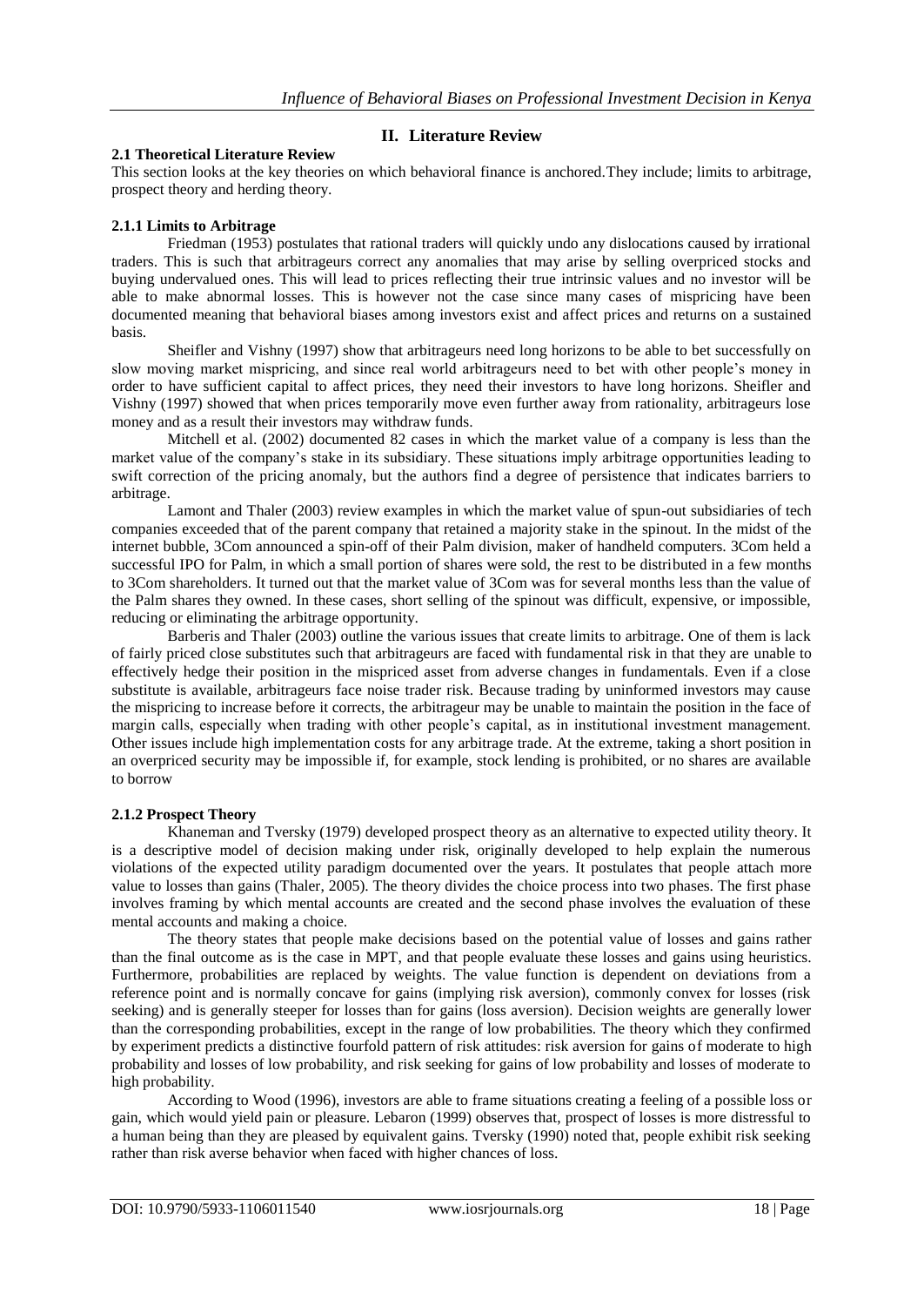## II. Literature Review

### 2.1 Theoretical Literature Review

This section looks at the key theories on which behavioral finance is anchored.They include; limits to arbitrage, prospect theory and herding theory.

#### 2.1.1 Limits to Arbitrage

Friedman (1953) postulates that rational traders will quickly undo any dislocations caused by irrational traders. This is such that arbitrageurs correct any anomalies that may arise by selling overpriced stocks and buying undervalued ones. This will lead to prices reflecting their true intrinsic values and no investor will be able to make abnormal losses. This is however not the case since many cases of mispricing have been documented meaning that behavioral biases among investors exist and affect prices and returns on a sustained basis.

Sheifler and Vishny (1997) show that arbitrageurs need long horizons to be able to bet successfully on slow moving market mispricing, and since real world arbitrageurs need to bet with other people's money in order to have sufficient capital to affect prices, they need their investors to have long horizons. Sheifler and Vishny (1997) showed that when prices temporarily move even further away from rationality, arbitrageurs lose money and as a result their investors may withdraw funds.

Mitchell et al. (2002) documented 82 cases in which the market value of a company is less than the market value of the company's stake in its subsidiary. These situations imply arbitrage opportunities leading to swift correction of the pricing anomaly, but the authors find a degree of persistence that indicates barriers to arbitrage.

Lamont and Thaler (2003) review examples in which the market value of spun-out subsidiaries of tech companies exceeded that of the parent company that retained a majority stake in the spinout. In the midst of the internet bubble, 3Com announced a spin-off of their Palm division, maker of handheld computers. 3Com held a successful IPO for Palm, in which a small portion of shares were sold, the rest to be distributed in a few months to 3Com shareholders. It turned out that the market value of 3Com was for several months less than the value of the Palm shares they owned. In these cases, short selling of the spinout was difficult, expensive, or impossible, reducing or eliminating the arbitrage opportunity.

Barberis and Thaler (2003) outline the various issues that create limits to arbitrage. One of them is lack of fairly priced close substitutes such that arbitrageurs are faced with fundamental risk in that they are unable to effectively hedge their position in the mispriced asset from adverse changes in fundamentals. Even if a close substitute is available, arbitrageurs face noise trader risk. Because trading by uninformed investors may cause the mispricing to increase before it corrects, the arbitrageur may be unable to maintain the position in the face of margin calls, especially when trading with other people's capital, as in institutional investment management. Other issues include high implementation costs for any arbitrage trade. At the extreme, taking a short position in an overpriced security may be impossible if, for example, stock lending is prohibited, or no shares are available to borrow

#### 2.1.2 Prospect Theory

Khaneman and Tversky (1979) developed prospect theory as an alternative to expected utility theory. It is a descriptive model of decision making under risk, originally developed to help explain the numerous violations of the expected utility paradigm documented over the years. It postulates that people attach more value to losses than gains (Thaler, 2005). The theory divides the choice process into two phases. The first phase involves framing by which mental accounts are created and the second phase involves the evaluation of these mental accounts and making a choice.

The theory states that people make decisions based on the potential value of losses and gains rather than the final outcome as is the case in MPT, and that people evaluate these losses and gains using heuristics. Furthermore, probabilities are replaced by weights. The value function is dependent on deviations from a reference point and is normally concave for gains (implying risk aversion), commonly convex for losses (risk seeking) and is generally steeper for losses than for gains (loss aversion). Decision weights are generally lower than the corresponding probabilities, except in the range of low probabilities. The theory which they confirmed by experiment predicts a distinctive fourfold pattern of risk attitudes: risk aversion for gains of moderate to high probability and losses of low probability, and risk seeking for gains of low probability and losses of moderate to high probability.

According to Wood (1996), investors are able to frame situations creating a feeling of a possible loss or gain, which would yield pain or pleasure. Lebaron (1999) observes that, prospect of losses is more distressful to a human being than they are pleased by equivalent gains. Tversky (1990) noted that, people exhibit risk seeking rather than risk averse behavior when faced with higher chances of loss.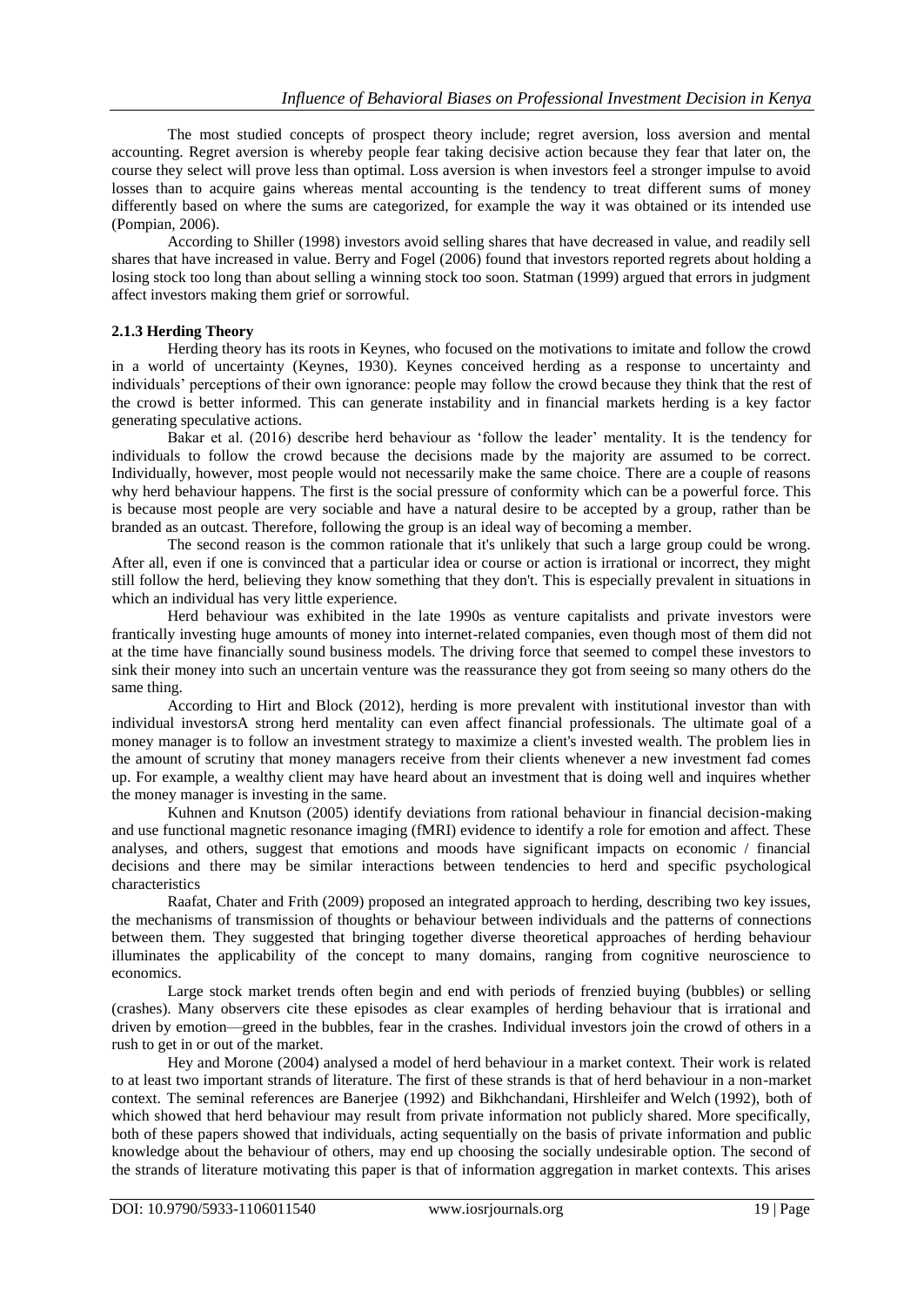The most studied concepts of prospect theory include; regret aversion, loss aversion and mental accounting. Regret aversion is whereby people fear taking decisive action because they fear that later on, the course they select will prove less than optimal. Loss aversion is when investors feel a stronger impulse to avoid losses than to acquire gains whereas mental accounting is the tendency to treat different sums of money differently based on where the sums are categorized, for example the way it was obtained or its intended use (Pompian, 2006).

According to Shiller (1998) investors avoid selling shares that have decreased in value, and readily sell shares that have increased in value. Berry and Fogel (2006) found that investors reported regrets about holding a losing stock too long than about selling a winning stock too soon. Statman (1999) argued that errors in judgment affect investors making them grief or sorrowful.

### 2.1.3 Herding Theory

Herding theory has its roots in Keynes, who focused on the motivations to imitate and follow the crowd in a world of uncertainty (Keynes, 1930). Keynes conceived herding as a response to uncertainty and individuals' perceptions of their own ignorance: people may follow the crowd because they think that the rest of the crowd is better informed. This can generate instability and in financial markets herding is a key factor generating speculative actions.

Bakar et al. (2016) describe herd behaviour as 'follow the leader' mentality. It is the tendency for individuals to follow the crowd because the decisions made by the majority are assumed to be correct. Individually, however, most people would not necessarily make the same choice. There are a couple of reasons why herd behaviour happens. The first is the social pressure of conformity which can be a powerful force. This is because most people are very sociable and have a natural desire to be accepted by a group, rather than be branded as an outcast. Therefore, following the group is an ideal way of becoming a member.

The second reason is the common rationale that it's unlikely that such a large group could be wrong. After all, even if one is convinced that a particular idea or course or action is irrational or incorrect, they might still follow the herd, believing they know something that they don't. This is especially prevalent in situations in which an individual has very little experience.

Herd behaviour was exhibited in the late 1990s as venture capitalists and private investors were frantically investing huge amounts of money into internet-related companies, even though most of them did not at the time have financially sound business models. The driving force that seemed to compel these investors to sink their money into such an uncertain venture was the reassurance they got from seeing so many others do the same thing.

According to Hirt and Block (2012), herding is more prevalent with institutional investor than with individual investorsA strong herd mentality can even affect financial professionals. The ultimate goal of a money manager is to follow an investment strategy to maximize a client's invested wealth. The problem lies in the amount of scrutiny that money managers receive from their clients whenever a new investment fad comes up. For example, a wealthy client may have heard about an investment that is doing well and inquires whether the money manager is investing in the same.

Kuhnen and Knutson (2005) identify deviations from rational behaviour in financial decision-making and use functional magnetic resonance imaging (fMRI) evidence to identify a role for emotion and affect. These analyses, and others, suggest that emotions and moods have significant impacts on economic / financial decisions and there may be similar interactions between tendencies to herd and specific psychological characteristics

Raafat, Chater and Frith (2009) proposed an integrated approach to herding, describing two key issues, the mechanisms of transmission of thoughts or behaviour between individuals and the patterns of connections between them. They suggested that bringing together diverse theoretical approaches of herding behaviour illuminates the applicability of the concept to many domains, ranging from cognitive neuroscience to economics.

Large stock market trends often begin and end with periods of frenzied buying (bubbles) or selling (crashes). Many observers cite these episodes as clear examples of herding behaviour that is irrational and driven by emotion—greed in the bubbles, fear in the crashes. Individual investors join the crowd of others in a rush to get in or out of the market.

Hey and Morone (2004) analysed a model of herd behaviour in a market context. Their work is related to at least two important strands of literature. The first of these strands is that of herd behaviour in a non-market context. The seminal references are Banerjee (1992) and Bikhchandani, Hirshleifer and Welch (1992), both of which showed that herd behaviour may result from private information not publicly shared. More specifically, both of these papers showed that individuals, acting sequentially on the basis of private information and public knowledge about the behaviour of others, may end up choosing the socially undesirable option. The second of the strands of literature motivating this paper is that of information aggregation in market contexts. This arises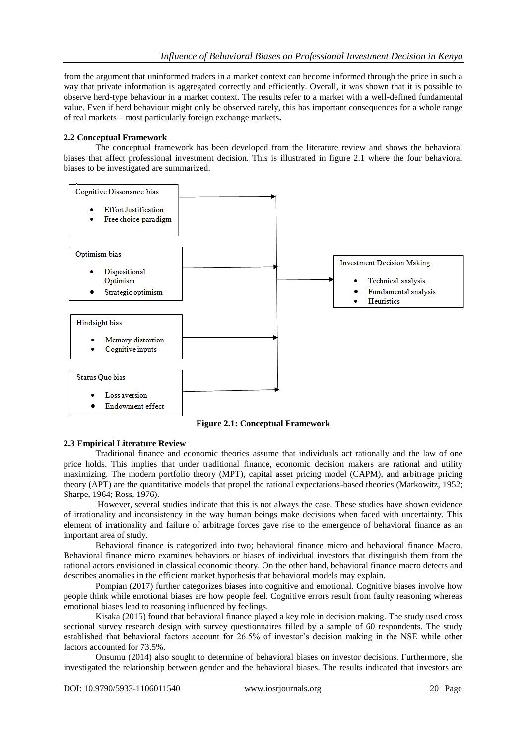from the argument that uninformed traders in a market context can become informed through the price in such a way that private information is aggregated correctly and efficiently. Overall, it was shown that it is possible to observe herd-type behaviour in a market context. The results refer to a market with a well-defined fundamental value. Even if herd behaviour might only be observed rarely, this has important consequences for a whole range of real markets – most particularly foreign exchange markets.

### 2.2 Conceptual Framework

The conceptual framework has been developed from the literature review and shows the behavioral biases that affect professional investment decision. This is illustrated in figure 2.1 where the four behavioral biases to be investigated are summarized.

Cognitive Dissonance bias
- Effort Justification
- Free choice paradigm

Optimism bias
- Dispositional Optimism
- Strategic optimism

Hindsight bias
- Memory distortion
- Cognitive inputs

Status Quo bias
- Loss aversion
- Endowment effect

Investment Decision Making
- Technical analysis
- Fundamental analysis
- Heuristics

**Figure 2.1: Conceptual Framework**

### 2.3 Empirical Literature Review

Traditional finance and economic theories assume that individuals act rationally and the law of one price holds. This implies that under traditional finance, economic decision makers are rational and utility maximizing. The modern portfolio theory (MPT), capital asset pricing model (CAPM), and arbitrage pricing theory (APT) are the quantitative models that propel the rational expectations-based theories (Markowitz, 1952; Sharpe, 1964; Ross, 1976).

However, several studies indicate that this is not always the case. These studies have shown evidence of irrationality and inconsistency in the way human beings make decisions when faced with uncertainty. This element of irrationality and failure of arbitrage forces gave rise to the emergence of behavioral finance as an important area of study.

Behavioral finance is categorized into two; behavioral finance micro and behavioral finance Macro. Behavioral finance micro examines behaviors or biases of individual investors that distinguish them from the rational actors envisioned in classical economic theory. On the other hand, behavioral finance macro detects and describes anomalies in the efficient market hypothesis that behavioral models may explain.

Pompian (2017) further categorizes biases into cognitive and emotional. Cognitive biases involve how people think while emotional biases are how people feel. Cognitive errors result from faulty reasoning whereas emotional biases lead to reasoning influenced by feelings.

Kisaka (2015) found that behavioral finance played a key role in decision making. The study used cross sectional survey research design with survey questionnaires filled by a sample of 60 respondents. The study established that behavioral factors account for 26.5% of investor's decision making in the NSE while other factors accounted for 73.5%.

Onsumu (2014) also sought to determine of behavioral biases on investor decisions. Furthermore, she investigated the relationship between gender and the behavioral biases. The results indicated that investors are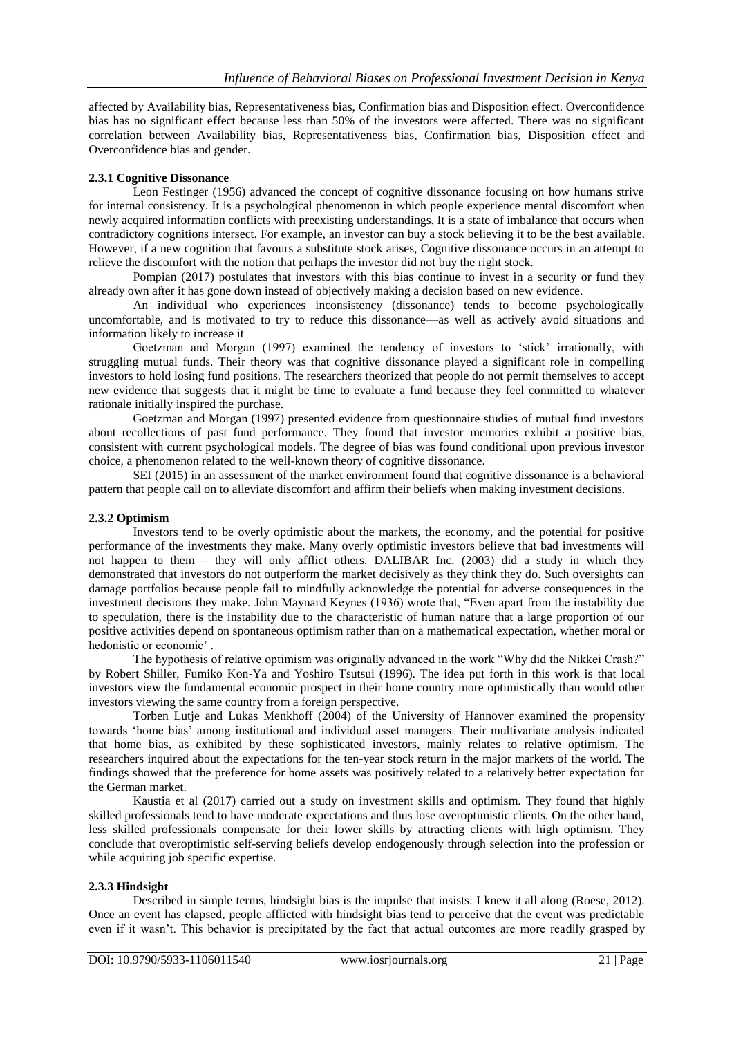affected by Availability bias, Representativeness bias, Confirmation bias and Disposition effect. Overconfidence bias has no significant effect because less than 50% of the investors were affected. There was no significant correlation between Availability bias, Representativeness bias, Confirmation bias, Disposition effect and Overconfidence bias and gender.

### 2.3.1 Cognitive Dissonance

Leon Festinger (1956) advanced the concept of cognitive dissonance focusing on how humans strive for internal consistency. It is a psychological phenomenon in which people experience mental discomfort when newly acquired information conflicts with preexisting understandings. It is a state of imbalance that occurs when contradictory cognitions intersect. For example, an investor can buy a stock believing it to be the best available. However, if a new cognition that favours a substitute stock arises, Cognitive dissonance occurs in an attempt to relieve the discomfort with the notion that perhaps the investor did not buy the right stock.

Pompian (2017) postulates that investors with this bias continue to invest in a security or fund they already own after it has gone down instead of objectively making a decision based on new evidence.

An individual who experiences inconsistency (dissonance) tends to become psychologically uncomfortable, and is motivated to try to reduce this dissonance—as well as actively avoid situations and information likely to increase it

Goetzman and Morgan (1997) examined the tendency of investors to 'stick' irrationally, with struggling mutual funds. Their theory was that cognitive dissonance played a significant role in compelling investors to hold losing fund positions. The researchers theorized that people do not permit themselves to accept new evidence that suggests that it might be time to evaluate a fund because they feel committed to whatever rationale initially inspired the purchase.

Goetzman and Morgan (1997) presented evidence from questionnaire studies of mutual fund investors about recollections of past fund performance. They found that investor memories exhibit a positive bias, consistent with current psychological models. The degree of bias was found conditional upon previous investor choice, a phenomenon related to the well-known theory of cognitive dissonance.

SEI (2015) in an assessment of the market environment found that cognitive dissonance is a behavioral pattern that people call on to alleviate discomfort and affirm their beliefs when making investment decisions.

### 2.3.2 Optimism

Investors tend to be overly optimistic about the markets, the economy, and the potential for positive performance of the investments they make. Many overly optimistic investors believe that bad investments will not happen to them – they will only afflict others. DALIBAR Inc. (2003) did a study in which they demonstrated that investors do not outperform the market decisively as they think they do. Such oversights can damage portfolios because people fail to mindfully acknowledge the potential for adverse consequences in the investment decisions they make. John Maynard Keynes (1936) wrote that, "Even apart from the instability due to speculation, there is the instability due to the characteristic of human nature that a large proportion of our positive activities depend on spontaneous optimism rather than on a mathematical expectation, whether moral or hedonistic or economic' .

The hypothesis of relative optimism was originally advanced in the work "Why did the Nikkei Crash?" by Robert Shiller, Fumiko Kon-Ya and Yoshiro Tsutsui (1996). The idea put forth in this work is that local investors view the fundamental economic prospect in their home country more optimistically than would other investors viewing the same country from a foreign perspective.

Torben Lutje and Lukas Menkhoff (2004) of the University of Hannover examined the propensity towards 'home bias' among institutional and individual asset managers. Their multivariate analysis indicated that home bias, as exhibited by these sophisticated investors, mainly relates to relative optimism. The researchers inquired about the expectations for the ten-year stock return in the major markets of the world. The findings showed that the preference for home assets was positively related to a relatively better expectation for the German market.

Kaustia et al (2017) carried out a study on investment skills and optimism. They found that highly skilled professionals tend to have moderate expectations and thus lose overoptimistic clients. On the other hand, less skilled professionals compensate for their lower skills by attracting clients with high optimism. They conclude that overoptimistic self-serving beliefs develop endogenously through selection into the profession or while acquiring job specific expertise.

### 2.3.3 Hindsight

Described in simple terms, hindsight bias is the impulse that insists: I knew it all along (Roese, 2012). Once an event has elapsed, people afflicted with hindsight bias tend to perceive that the event was predictable even if it wasn't. This behavior is precipitated by the fact that actual outcomes are more readily grasped by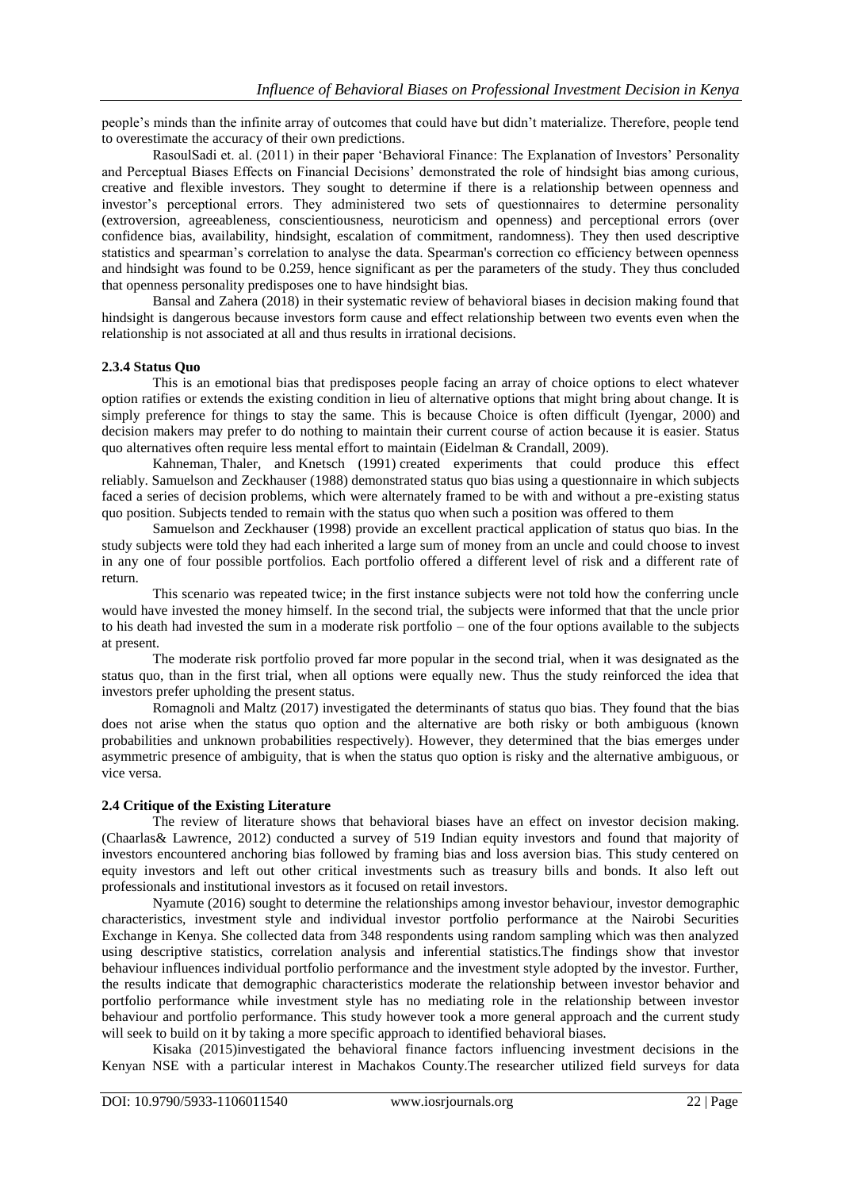people's minds than the infinite array of outcomes that could have but didn't materialize. Therefore, people tend to overestimate the accuracy of their own predictions.

RasoulSadi et. al. (2011) in their paper 'Behavioral Finance: The Explanation of Investors' Personality and Perceptual Biases Effects on Financial Decisions' demonstrated the role of hindsight bias among curious, creative and flexible investors. They sought to determine if there is a relationship between openness and investor's perceptional errors. They administered two sets of questionnaires to determine personality (extroversion, agreeableness, conscientiousness, neuroticism and openness) and perceptional errors (over confidence bias, availability, hindsight, escalation of commitment, randomness). They then used descriptive statistics and spearman's correlation to analyse the data. Spearman's correction co efficiency between openness and hindsight was found to be 0.259, hence significant as per the parameters of the study. They thus concluded that openness personality predisposes one to have hindsight bias.

Bansal and Zahera (2018) in their systematic review of behavioral biases in decision making found that hindsight is dangerous because investors form cause and effect relationship between two events even when the relationship is not associated at all and thus results in irrational decisions.

### 2.3.4 Status Quo

This is an emotional bias that predisposes people facing an array of choice options to elect whatever option ratifies or extends the existing condition in lieu of alternative options that might bring about change. It is simply preference for things to stay the same. This is because Choice is often difficult (Iyengar, 2000) and decision makers may prefer to do nothing to maintain their current course of action because it is easier. Status quo alternatives often require less mental effort to maintain (Eidelman & Crandall, 2009).

Kahneman, Thaler, and Knetsch (1991) created experiments that could produce this effect reliably. Samuelson and Zeckhauser (1988) demonstrated status quo bias using a questionnaire in which subjects faced a series of decision problems, which were alternately framed to be with and without a pre-existing status quo position. Subjects tended to remain with the status quo when such a position was offered to them

Samuelson and Zeckhauser (1998) provide an excellent practical application of status quo bias. In the study subjects were told they had each inherited a large sum of money from an uncle and could choose to invest in any one of four possible portfolios. Each portfolio offered a different level of risk and a different rate of return.

This scenario was repeated twice; in the first instance subjects were not told how the conferring uncle would have invested the money himself. In the second trial, the subjects were informed that that the uncle prior to his death had invested the sum in a moderate risk portfolio – one of the four options available to the subjects at present.

The moderate risk portfolio proved far more popular in the second trial, when it was designated as the status quo, than in the first trial, when all options were equally new. Thus the study reinforced the idea that investors prefer upholding the present status.

Romagnoli and Maltz (2017) investigated the determinants of status quo bias. They found that the bias does not arise when the status quo option and the alternative are both risky or both ambiguous (known probabilities and unknown probabilities respectively). However, they determined that the bias emerges under asymmetric presence of ambiguity, that is when the status quo option is risky and the alternative ambiguous, or vice versa.

## 2.4 Critique of the Existing Literature

The review of literature shows that behavioral biases have an effect on investor decision making. (Chaarlas& Lawrence, 2012) conducted a survey of 519 Indian equity investors and found that majority of investors encountered anchoring bias followed by framing bias and loss aversion bias. This study centered on equity investors and left out other critical investments such as treasury bills and bonds. It also left out professionals and institutional investors as it focused on retail investors.

Nyamute (2016) sought to determine the relationships among investor behaviour, investor demographic characteristics, investment style and individual investor portfolio performance at the Nairobi Securities Exchange in Kenya. She collected data from 348 respondents using random sampling which was then analyzed using descriptive statistics, correlation analysis and inferential statistics.The findings show that investor behaviour influences individual portfolio performance and the investment style adopted by the investor. Further, the results indicate that demographic characteristics moderate the relationship between investor behavior and portfolio performance while investment style has no mediating role in the relationship between investor behaviour and portfolio performance. This study however took a more general approach and the current study will seek to build on it by taking a more specific approach to identified behavioral biases.

Kisaka (2015)investigated the behavioral finance factors influencing investment decisions in the Kenyan NSE with a particular interest in Machakos County.The researcher utilized field surveys for data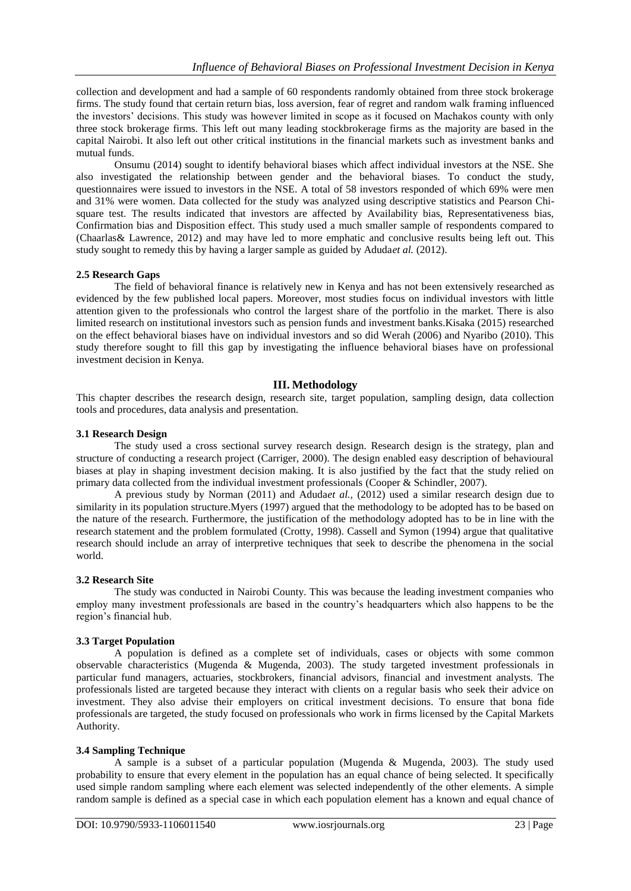collection and development and had a sample of 60 respondents randomly obtained from three stock brokerage firms. The study found that certain return bias, loss aversion, fear of regret and random walk framing influenced the investors' decisions. This study was however limited in scope as it focused on Machakos county with only three stock brokerage firms. This left out many leading stockbrokerage firms as the majority are based in the capital Nairobi. It also left out other critical institutions in the financial markets such as investment banks and mutual funds.

Onsumu (2014) sought to identify behavioral biases which affect individual investors at the NSE. She also investigated the relationship between gender and the behavioral biases. To conduct the study, questionnaires were issued to investors in the NSE. A total of 58 investors responded of which 69% were men and 31% were women. Data collected for the study was analyzed using descriptive statistics and Pearson Chi-square test. The results indicated that investors are affected by Availability bias, Representativeness bias, Confirmation bias and Disposition effect. This study used a much smaller sample of respondents compared to (Chaarlas& Lawrence, 2012) and may have led to more emphatic and conclusive results being left out. This study sought to remedy this by having a larger sample as guided by Aduda*et al.* (2012).

### 2.5 Research Gaps

The field of behavioral finance is relatively new in Kenya and has not been extensively researched as evidenced by the few published local papers. Moreover, most studies focus on individual investors with little attention given to the professionals who control the largest share of the portfolio in the market. There is also limited research on institutional investors such as pension funds and investment banks.Kisaka (2015) researched on the effect behavioral biases have on individual investors and so did Werah (2006) and Nyaribo (2010). This study therefore sought to fill this gap by investigating the influence behavioral biases have on professional investment decision in Kenya.

## III. Methodology

This chapter describes the research design, research site, target population, sampling design, data collection tools and procedures, data analysis and presentation.

### 3.1 Research Design

The study used a cross sectional survey research design. Research design is the strategy, plan and structure of conducting a research project (Carriger, 2000). The design enabled easy description of behavioural biases at play in shaping investment decision making. It is also justified by the fact that the study relied on primary data collected from the individual investment professionals (Cooper & Schindler, 2007).

A previous study by Norman (2011) and Aduda*et al.*, (2012) used a similar research design due to similarity in its population structure.Myers (1997) argued that the methodology to be adopted has to be based on the nature of the research. Furthermore, the justification of the methodology adopted has to be in line with the research statement and the problem formulated (Crotty, 1998). Cassell and Symon (1994) argue that qualitative research should include an array of interpretive techniques that seek to describe the phenomena in the social world.

### 3.2 Research Site

The study was conducted in Nairobi County. This was because the leading investment companies who employ many investment professionals are based in the country's headquarters which also happens to be the region's financial hub.

### 3.3 Target Population

A population is defined as a complete set of individuals, cases or objects with some common observable characteristics (Mugenda & Mugenda, 2003). The study targeted investment professionals in particular fund managers, actuaries, stockbrokers, financial advisors, financial and investment analysts. The professionals listed are targeted because they interact with clients on a regular basis who seek their advice on investment. They also advise their employers on critical investment decisions. To ensure that bona fide professionals are targeted, the study focused on professionals who work in firms licensed by the Capital Markets Authority.

### 3.4 Sampling Technique

A sample is a subset of a particular population (Mugenda & Mugenda, 2003). The study used probability to ensure that every element in the population has an equal chance of being selected. It specifically used simple random sampling where each element was selected independently of the other elements. A simple random sample is defined as a special case in which each population element has a known and equal chance of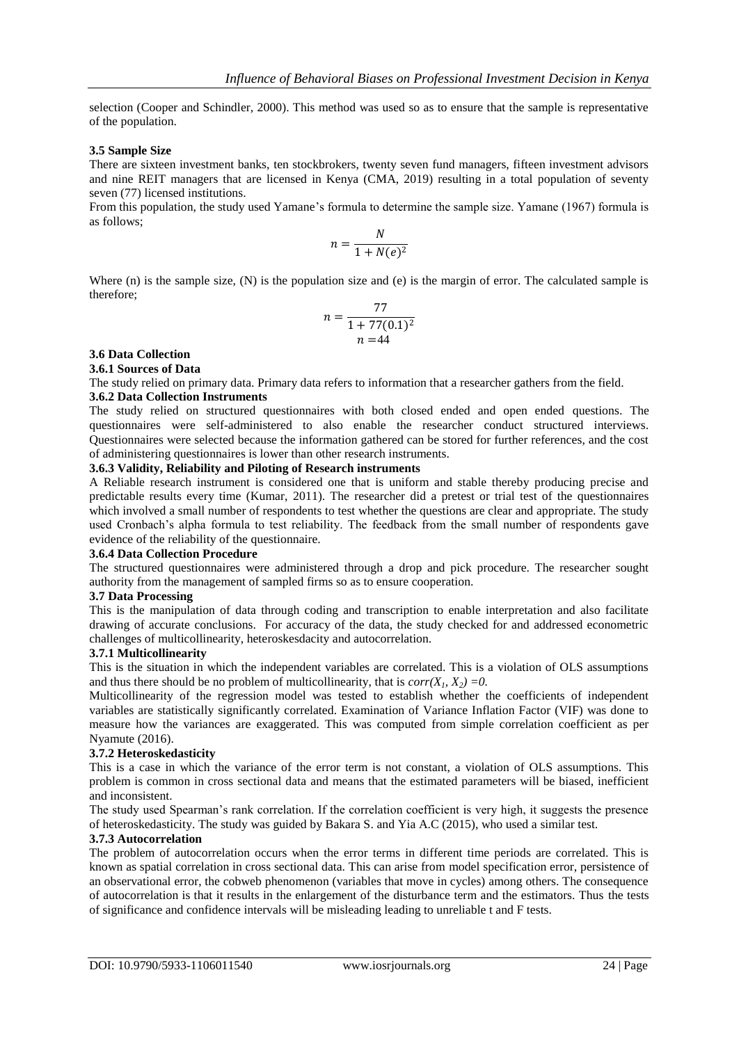selection (Cooper and Schindler, 2000). This method was used so as to ensure that the sample is representative of the population.

### 3.5 Sample Size

There are sixteen investment banks, ten stockbrokers, twenty seven fund managers, fifteen investment advisors and nine REIT managers that are licensed in Kenya (CMA, 2019) resulting in a total population of seventy seven (77) licensed institutions.

From this population, the study used Yamane's formula to determine the sample size. Yamane (1967) formula is as follows;

$$n = \frac{N}{1 + N(e)^2}$$

Where (n) is the sample size, (N) is the population size and (e) is the margin of error. The calculated sample is therefore;

$$n = \frac{77}{1 + 77(0.1)^2}$$

$$n = 44$$

### 3.6 Data Collection

#### 3.6.1 Sources of Data

The study relied on primary data. Primary data refers to information that a researcher gathers from the field.

#### 3.6.2 Data Collection Instruments

The study relied on structured questionnaires with both closed ended and open ended questions. The questionnaires were self-administered to also enable the researcher conduct structured interviews. Questionnaires were selected because the information gathered can be stored for further references, and the cost of administering questionnaires is lower than other research instruments.

#### 3.6.3 Validity, Reliability and Piloting of Research instruments

A Reliable research instrument is considered one that is uniform and stable thereby producing precise and predictable results every time (Kumar, 2011). The researcher did a pretest or trial test of the questionnaires which involved a small number of respondents to test whether the questions are clear and appropriate. The study used Cronbach's alpha formula to test reliability. The feedback from the small number of respondents gave evidence of the reliability of the questionnaire.

#### 3.6.4 Data Collection Procedure

The structured questionnaires were administered through a drop and pick procedure. The researcher sought authority from the management of sampled firms so as to ensure cooperation.

### 3.7 Data Processing

This is the manipulation of data through coding and transcription to enable interpretation and also facilitate drawing of accurate conclusions. For accuracy of the data, the study checked for and addressed econometric challenges of multicollinearity, heteroskesdacity and autocorrelation.

#### 3.7.1 Multicollinearity

This is the situation in which the independent variables are correlated. This is a violation of OLS assumptions and thus there should be no problem of multicollinearity, that is $corr(X_1, X_2) = 0$.

Multicollinearity of the regression model was tested to establish whether the coefficients of independent variables are statistically significantly correlated. Examination of Variance Inflation Factor (VIF) was done to measure how the variances are exaggerated. This was computed from simple correlation coefficient as per Nyamute (2016).

#### 3.7.2 Heteroskedasticity

This is a case in which the variance of the error term is not constant, a violation of OLS assumptions. This problem is common in cross sectional data and means that the estimated parameters will be biased, inefficient and inconsistent.

The study used Spearman's rank correlation. If the correlation coefficient is very high, it suggests the presence of heteroskedasticity. The study was guided by Bakara S. and Yia A.C (2015), who used a similar test.

#### 3.7.3 Autocorrelation

The problem of autocorrelation occurs when the error terms in different time periods are correlated. This is known as spatial correlation in cross sectional data. This can arise from model specification error, persistence of an observational error, the cobweb phenomenon (variables that move in cycles) among others. The consequence of autocorrelation is that it results in the enlargement of the disturbance term and the estimators. Thus the tests of significance and confidence intervals will be misleading leading to unreliable t and F tests.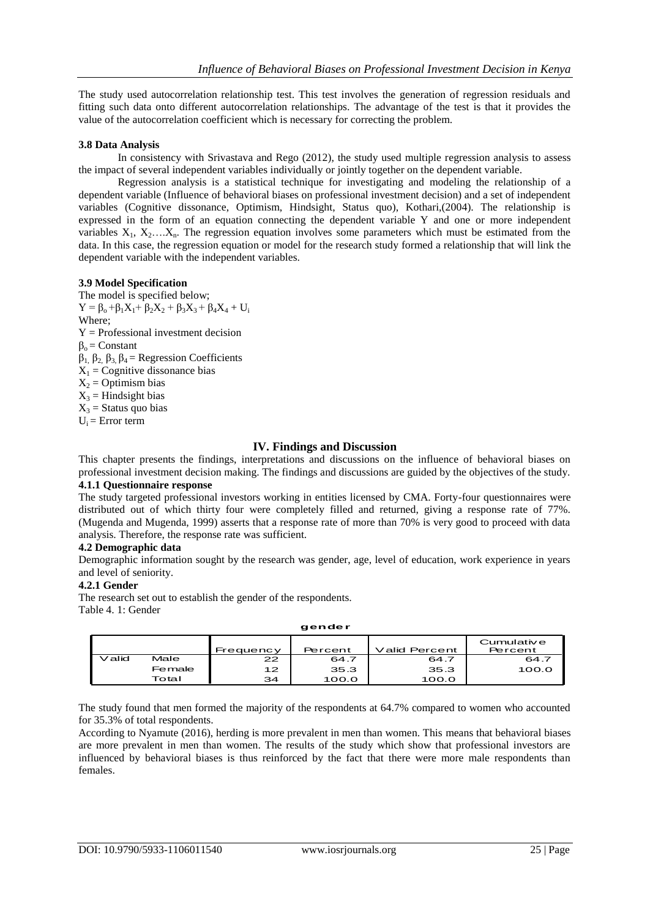The study used autocorrelation relationship test. This test involves the generation of regression residuals and fitting such data onto different autocorrelation relationships. The advantage of the test is that it provides the value of the autocorrelation coefficient which is necessary for correcting the problem.

### 3.8 Data Analysis

In consistency with Srivastava and Rego (2012), the study used multiple regression analysis to assess the impact of several independent variables individually or jointly together on the dependent variable.

Regression analysis is a statistical technique for investigating and modeling the relationship of a dependent variable (Influence of behavioral biases on professional investment decision) and a set of independent variables (Cognitive dissonance, Optimism, Hindsight, Status quo), Kothari,(2004). The relationship is expressed in the form of an equation connecting the dependent variable Y and one or more independent variables $X_1$, $X_2$….$X_n$. The regression equation involves some parameters which must be estimated from the data. In this case, the regression equation or model for the research study formed a relationship that will link the dependent variable with the independent variables.

### 3.9 Model Specification

The model is specified below;

$Y = \beta_o + \beta_1 X_1 + \beta_2 X_2 + \beta_3 X_3 + \beta_4 X_4 + U_i$

Where;

Y = Professional investment decision

$\beta_o$ = Constant

$\beta_1$, $\beta_2$, $\beta_3$, $\beta_4$ = Regression Coefficients

$X_1$ = Cognitive dissonance bias

$X_2$ = Optimism bias

$X_3$ = Hindsight bias

$X_3$ = Status quo bias

$U_i$ = Error term

## IV. Findings and Discussion

This chapter presents the findings, interpretations and discussions on the influence of behavioral biases on professional investment decision making. The findings and discussions are guided by the objectives of the study.

### 4.1.1 Questionnaire response

The study targeted professional investors working in entities licensed by CMA. Forty-four questionnaires were distributed out of which thirty four were completely filled and returned, giving a response rate of 77%. (Mugenda and Mugenda, 1999) asserts that a response rate of more than 70% is very good to proceed with data analysis. Therefore, the response rate was sufficient.

### 4.2 Demographic data

Demographic information sought by the research was gender, age, level of education, work experience in years and level of seniority.

### 4.2.1 Gender

The research set out to establish the gender of the respondents.

Table 4. 1: Gender

**gender**

| | | Frequency | Percent | Valid Percent | Cumulative Percent |
|---|---|---|---|---|---|
| Valid | Male | 22 | 64.7 | 64.7 | 64.7 |
| | Female | 12 | 35.3 | 35.3 | 100.0 |
| | Total | 34 | 100.0 | 100.0 | |

The study found that men formed the majority of the respondents at 64.7% compared to women who accounted for 35.3% of total respondents.

According to Nyamute (2016), herding is more prevalent in men than women. This means that behavioral biases are more prevalent in men than women. The results of the study which show that professional investors are influenced by behavioral biases is thus reinforced by the fact that there were more male respondents than females.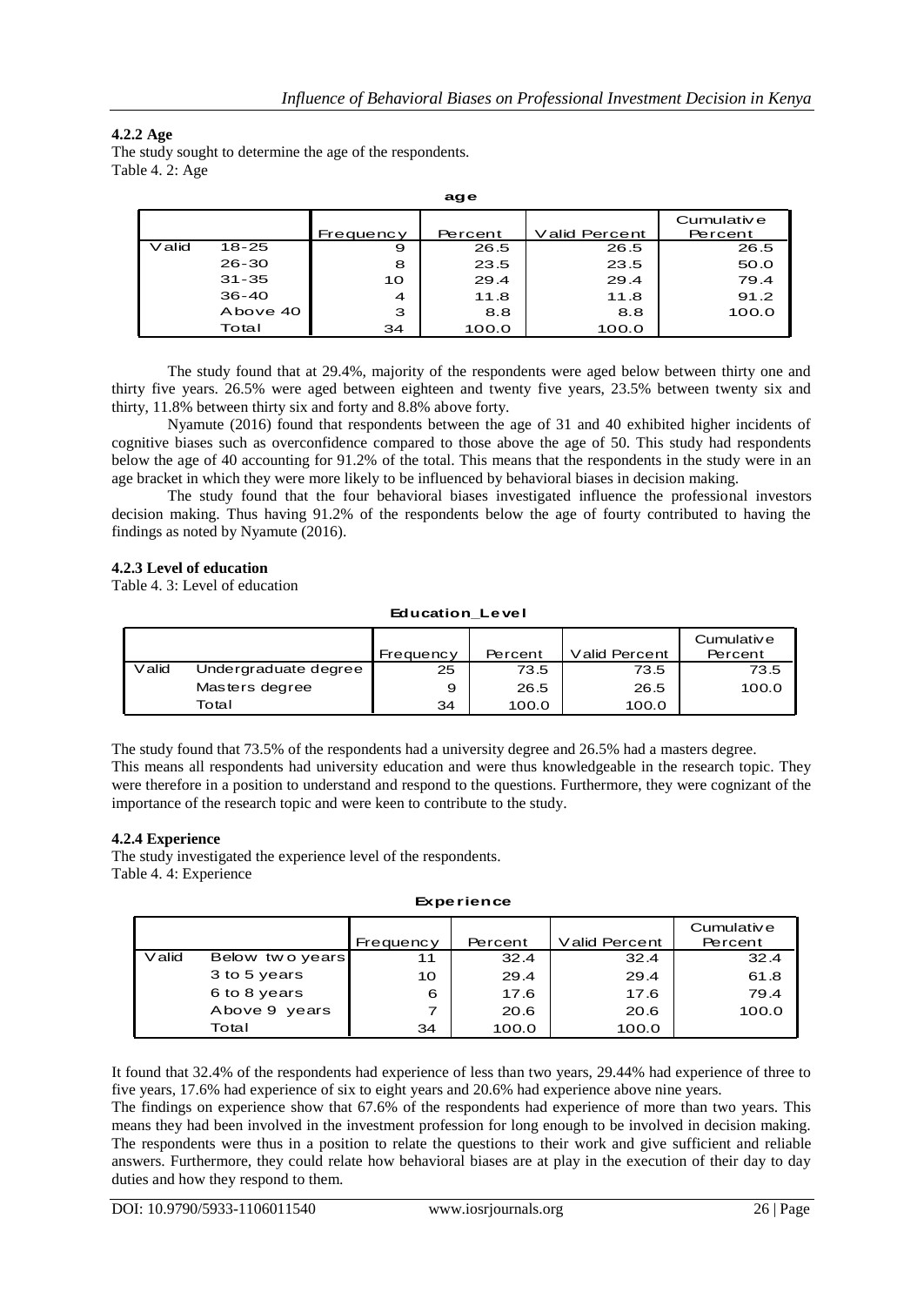#### 4.2.2 Age

The study sought to determine the age of the respondents.

Table 4. 2: Age

| age | | Frequency | Percent | Valid Percent | Cumulative Percent |
|---|---|---|---|---|---|
| Valid | 18-25 | 9 | 26.5 | 26.5 | 26.5 |
| | 26-30 | 8 | 23.5 | 23.5 | 50.0 |
| | 31-35 | 10 | 29.4 | 29.4 | 79.4 |
| | 36-40 | 4 | 11.8 | 11.8 | 91.2 |
| | Above 40 | 3 | 8.8 | 8.8 | 100.0 |
| | Total | 34 | 100.0 | 100.0 | |

The study found that at 29.4%, majority of the respondents were aged below between thirty one and thirty five years. 26.5% were aged between eighteen and twenty five years, 23.5% between twenty six and thirty, 11.8% between thirty six and forty and 8.8% above forty.

Nyamute (2016) found that respondents between the age of 31 and 40 exhibited higher incidents of cognitive biases such as overconfidence compared to those above the age of 50. This study had respondents below the age of 40 accounting for 91.2% of the total. This means that the respondents in the study were in an age bracket in which they were more likely to be influenced by behavioral biases in decision making.

The study found that the four behavioral biases investigated influence the professional investors decision making. Thus having 91.2% of the respondents below the age of fourty contributed to having the findings as noted by Nyamute (2016).

#### 4.2.3 Level of education

Table 4. 3: Level of education

| Education_Level | | Frequency | Percent | Valid Percent | Cumulative Percent |
|---|---|---|---|---|---|
| Valid | Undergraduate degree | 25 | 73.5 | 73.5 | 73.5 |
| | Masters degree | 9 | 26.5 | 26.5 | 100.0 |
| | Total | 34 | 100.0 | 100.0 | |

The study found that 73.5% of the respondents had a university degree and 26.5% had a masters degree.
This means all respondents had university education and were thus knowledgeable in the research topic. They were therefore in a position to understand and respond to the questions. Furthermore, they were cognizant of the importance of the research topic and were keen to contribute to the study.

#### 4.2.4 Experience

The study investigated the experience level of the respondents.

Table 4. 4: Experience

| Experience | | Frequency | Percent | Valid Percent | Cumulative Percent |
|---|---|---|---|---|---|
| Valid | Below two years | 11 | 32.4 | 32.4 | 32.4 |
| | 3 to 5 years | 10 | 29.4 | 29.4 | 61.8 |
| | 6 to 8 years | 6 | 17.6 | 17.6 | 79.4 |
| | Above 9 years | 7 | 20.6 | 20.6 | 100.0 |
| | Total | 34 | 100.0 | 100.0 | |

It found that 32.4% of the respondents had experience of less than two years, 29.44% had experience of three to five years, 17.6% had experience of six to eight years and 20.6% had experience above nine years.
The findings on experience show that 67.6% of the respondents had experience of more than two years. This means they had been involved in the investment profession for long enough to be involved in decision making. The respondents were thus in a position to relate the questions to their work and give sufficient and reliable answers. Furthermore, they could relate how behavioral biases are at play in the execution of their day to day duties and how they respond to them.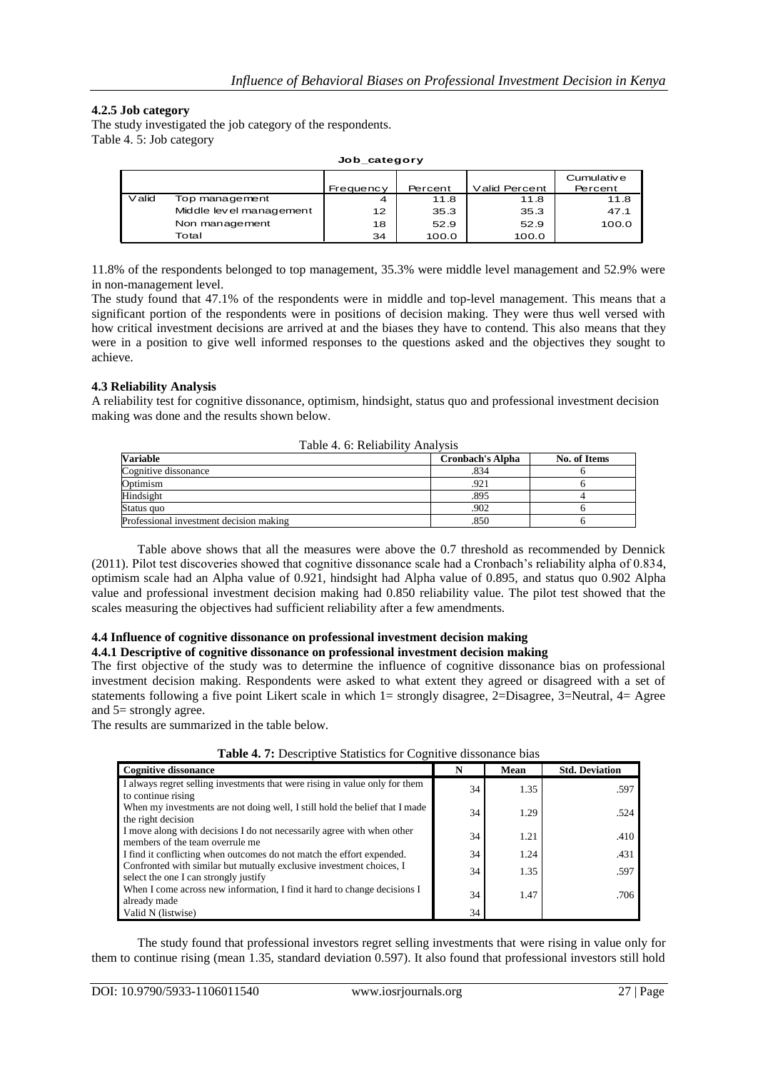### 4.2.5 Job category

The study investigated the job category of the respondents.

Table 4. 5: Job category

**Job_category**

| | | Frequency | Percent | Valid Percent | Cumulative Percent |
|---|---|---|---|---|---|
| Valid | Top management | 4 | 11.8 | 11.8 | 11.8 |
| | Middle level management | 12 | 35.3 | 35.3 | 47.1 |
| | Non management | 18 | 52.9 | 52.9 | 100.0 |
| | Total | 34 | 100.0 | 100.0 | |

11.8% of the respondents belonged to top management, 35.3% were middle level management and 52.9% were in non-management level.

The study found that 47.1% of the respondents were in middle and top-level management. This means that a significant portion of the respondents were in positions of decision making. They were thus well versed with how critical investment decisions are arrived at and the biases they have to contend. This also means that they were in a position to give well informed responses to the questions asked and the objectives they sought to achieve.

### 4.3 Reliability Analysis

A reliability test for cognitive dissonance, optimism, hindsight, status quo and professional investment decision making was done and the results shown below.

Table 4. 6: Reliability Analysis

| Variable | Cronbach's Alpha | No. of Items |
|---|---|---|
| Cognitive dissonance | .834 | 6 |
| Optimism | .921 | 6 |
| Hindsight | .895 | 4 |
| Status quo | .902 | 6 |
| Professional investment decision making | .850 | 6 |

Table above shows that all the measures were above the 0.7 threshold as recommended by Dennick (2011). Pilot test discoveries showed that cognitive dissonance scale had a Cronbach's reliability alpha of 0.834, optimism scale had an Alpha value of 0.921, hindsight had Alpha value of 0.895, and status quo 0.902 Alpha value and professional investment decision making had 0.850 reliability value. The pilot test showed that the scales measuring the objectives had sufficient reliability after a few amendments.

### 4.4 Influence of cognitive dissonance on professional investment decision making

#### 4.4.1 Descriptive of cognitive dissonance on professional investment decision making

The first objective of the study was to determine the influence of cognitive dissonance bias on professional investment decision making. Respondents were asked to what extent they agreed or disagreed with a set of statements following a five point Likert scale in which 1= strongly disagree, 2=Disagree, 3=Neutral, 4= Agree and 5= strongly agree.

The results are summarized in the table below.

**Table 4. 7:** Descriptive Statistics for Cognitive dissonance bias

| Cognitive dissonance | N | Mean | Std. Deviation |
|---|---|---|---|
| I always regret selling investments that were rising in value only for them to continue rising | 34 | 1.35 | .597 |
| When my investments are not doing well, I still hold the belief that I made the right decision | 34 | 1.29 | .524 |
| I move along with decisions I do not necessarily agree with when other members of the team overrule me | 34 | 1.21 | .410 |
| I find it conflicting when outcomes do not match the effort expended. | 34 | 1.24 | .431 |
| Confronted with similar but mutually exclusive investment choices, I select the one I can strongly justify | 34 | 1.35 | .597 |
| When I come across new information, I find it hard to change decisions I already made | 34 | 1.47 | .706 |
| Valid N (listwise) | 34 | | |

The study found that professional investors regret selling investments that were rising in value only for them to continue rising (mean 1.35, standard deviation 0.597). It also found that professional investors still hold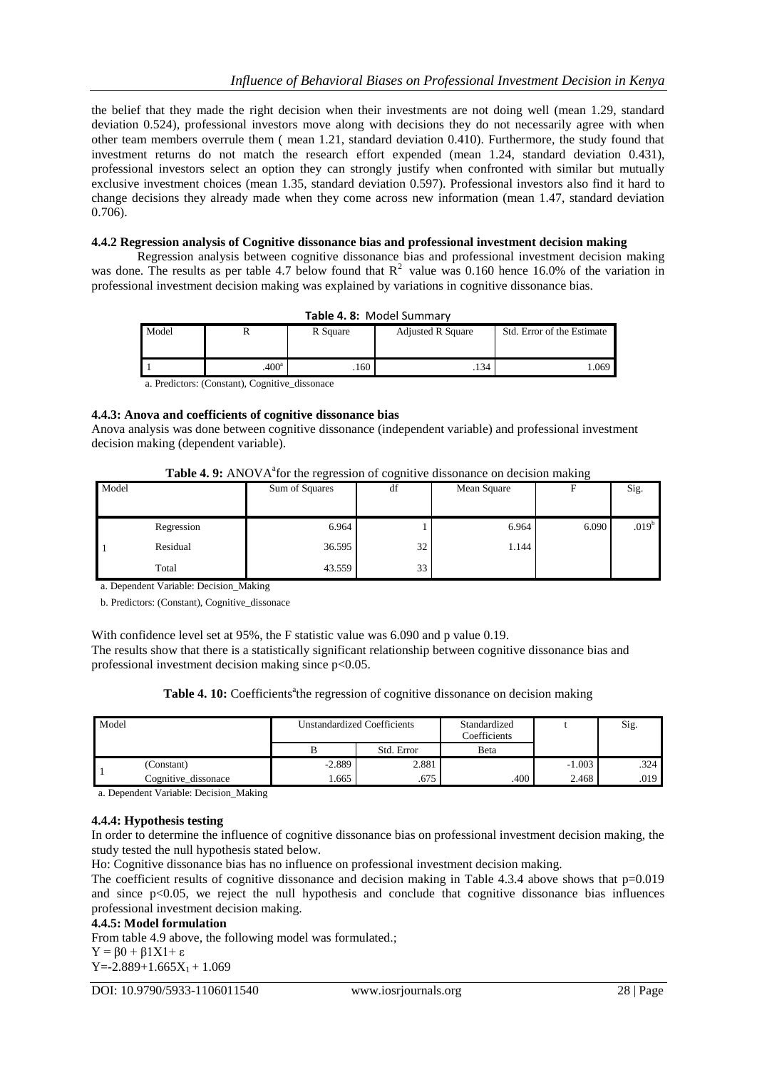the belief that they made the right decision when their investments are not doing well (mean 1.29, standard deviation 0.524), professional investors move along with decisions they do not necessarily agree with when other team members overrule them ( mean 1.21, standard deviation 0.410). Furthermore, the study found that investment returns do not match the research effort expended (mean 1.24, standard deviation 0.431), professional investors select an option they can strongly justify when confronted with similar but mutually exclusive investment choices (mean 1.35, standard deviation 0.597). Professional investors also find it hard to change decisions they already made when they come across new information (mean 1.47, standard deviation 0.706).

**4.4.2 Regression analysis of Cognitive dissonance bias and professional investment decision making**

Regression analysis between cognitive dissonance bias and professional investment decision making was done. The results as per table 4.7 below found that $R^2$ value was 0.160 hence 16.0% of the variation in professional investment decision making was explained by variations in cognitive dissonance bias.

**Table 4. 8:** Model Summary

| Model | R | R Square | Adjusted R Square | Std. Error of the Estimate |
|---|---|---|---|---|
| 1 | .400[a] | .160 | .134 | 1.069 |

a. Predictors: (Constant), Cognitive_dissonace

**4.4.3: Anova and coefficients of cognitive dissonance bias**

Anova analysis was done between cognitive dissonance (independent variable) and professional investment decision making (dependent variable).

**Table 4. 9:** ANOVA[a]for the regression of cognitive dissonance on decision making

| Model | | Sum of Squares | df | Mean Square | F | Sig. |
|---|---|---|---|---|---|---|
| 1 | Regression | 6.964 | 1 | 6.964 | 6.090 | .019[b] |
| | Residual | 36.595 | 32 | 1.144 | | |
| | Total | 43.559 | 33 | | | |

a. Dependent Variable: Decision_Making

b. Predictors: (Constant), Cognitive_dissonace

With confidence level set at 95%, the F statistic value was 6.090 and p value 0.19.

The results show that there is a statistically significant relationship between cognitive dissonance bias and professional investment decision making since $p<0.05$.

**Table 4. 10:** Coefficients[a]the regression of cognitive dissonance on decision making

| Model | | Unstandardized Coefficients | | Standardized Coefficients | t | Sig. |
|---|---|---|---|---|---|---|
| | | B | Std. Error | Beta | | |
| 1 | (Constant) | -2.889 | 2.881 | | -1.003 | .324 |
| | Cognitive_dissonace | 1.665 | .675 | .400 | 2.468 | .019 |

a. Dependent Variable: Decision_Making

**4.4.4: Hypothesis testing**

In order to determine the influence of cognitive dissonance bias on professional investment decision making, the study tested the null hypothesis stated below.

Ho: Cognitive dissonance bias has no influence on professional investment decision making.

The coefficient results of cognitive dissonance and decision making in Table 4.3.4 above shows that $p=0.019$ and since $p<0.05$, we reject the null hypothesis and conclude that cognitive dissonance bias influences professional investment decision making.

**4.4.5: Model formulation**

From table 4.9 above, the following model was formulated.;

$Y = \beta 0 + \beta 1X1 + \varepsilon$

$Y=-2.889+1.665X_1 + 1.069$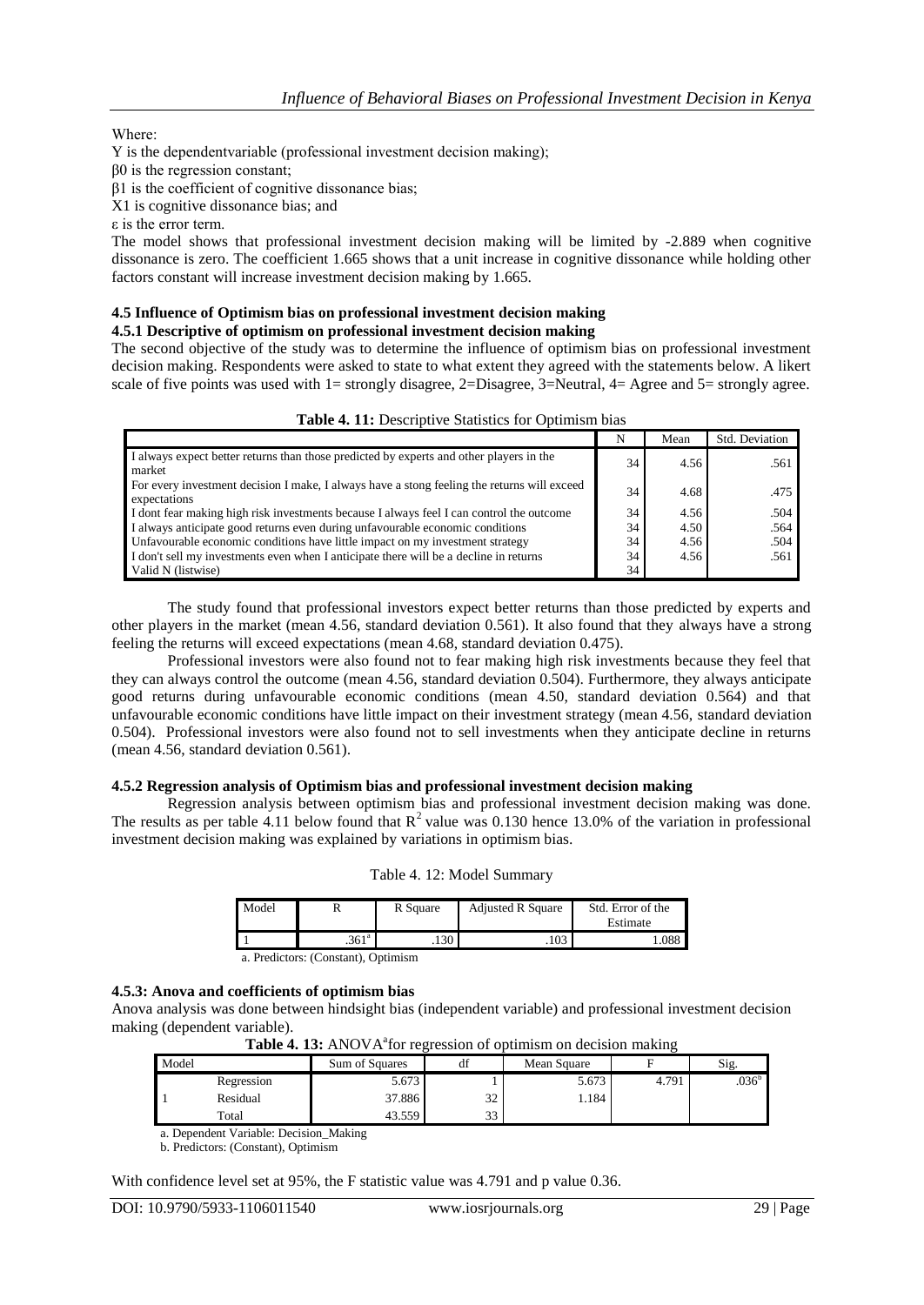Where:

Y is the dependentvariable (professional investment decision making);

$\beta 0$ is the regression constant;

$\beta 1$ is the coefficient of cognitive dissonance bias;

X1 is cognitive dissonance bias; and

$\varepsilon$ is the error term.

The model shows that professional investment decision making will be limited by -2.889 when cognitive dissonance is zero. The coefficient 1.665 shows that a unit increase in cognitive dissonance while holding other factors constant will increase investment decision making by 1.665.

### 4.5 Influence of Optimism bias on professional investment decision making

#### 4.5.1 Descriptive of optimism on professional investment decision making

The second objective of the study was to determine the influence of optimism bias on professional investment decision making. Respondents were asked to state to what extent they agreed with the statements below. A likert scale of five points was used with 1= strongly disagree, 2=Disagree, 3=Neutral, 4= Agree and 5= strongly agree.

**Table 4. 11:** Descriptive Statistics for Optimism bias

| | N | Mean | Std. Deviation |
|---|---|---|---|
| I always expect better returns than those predicted by experts and other players in the market | 34 | 4.56 | .561 |
| For every investment decision I make, I always have a stong feeling the returns will exceed expectations | 34 | 4.68 | .475 |
| I dont fear making high risk investments because I always feel I can control the outcome | 34 | 4.56 | .504 |
| I always anticipate good returns even during unfavourable economic conditions | 34 | 4.50 | .564 |
| Unfavourable economic conditions have little impact on my investment strategy | 34 | 4.56 | .504 |
| I don't sell my investments even when I anticipate there will be a decline in returns | 34 | 4.56 | .561 |
| Valid N (listwise) | 34 | | |

The study found that professional investors expect better returns than those predicted by experts and other players in the market (mean 4.56, standard deviation 0.561). It also found that they always have a strong feeling the returns will exceed expectations (mean 4.68, standard deviation 0.475).

Professional investors were also found not to fear making high risk investments because they feel that they can always control the outcome (mean 4.56, standard deviation 0.504). Furthermore, they always anticipate good returns during unfavourable economic conditions (mean 4.50, standard deviation 0.564) and that unfavourable economic conditions have little impact on their investment strategy (mean 4.56, standard deviation 0.504). Professional investors were also found not to sell investments when they anticipate decline in returns (mean 4.56, standard deviation 0.561).

#### 4.5.2 Regression analysis of Optimism bias and professional investment decision making

Regression analysis between optimism bias and professional investment decision making was done. The results as per table 4.11 below found that $R^2$ value was 0.130 hence 13.0% of the variation in professional investment decision making was explained by variations in optimism bias.

Table 4. 12: Model Summary

| Model | R | R Square | Adjusted R Square | Std. Error of the Estimate |
|---|---|---|---|---|
| 1 | .361[a] | .130 | .103 | 1.088 |

a. Predictors: (Constant), Optimism

#### 4.5.3: Anova and coefficients of optimism bias

Anova analysis was done between hindsight bias (independent variable) and professional investment decision making (dependent variable).

**Table 4. 13:** ANOVA[a]for regression of optimism on decision making

| Model | | Sum of Squares | df | Mean Square | F | Sig. |
|---|---|---|---|---|---|---|
| 1 | Regression | 5.673 | 1 | 5.673 | 4.791 | .036[b] |
| | Residual | 37.886 | 32 | 1.184 | | |
| | Total | 43.559 | 33 | | | |

a. Dependent Variable: Decision_Making

b. Predictors: (Constant), Optimism

With confidence level set at 95%, the F statistic value was 4.791 and p value 0.36.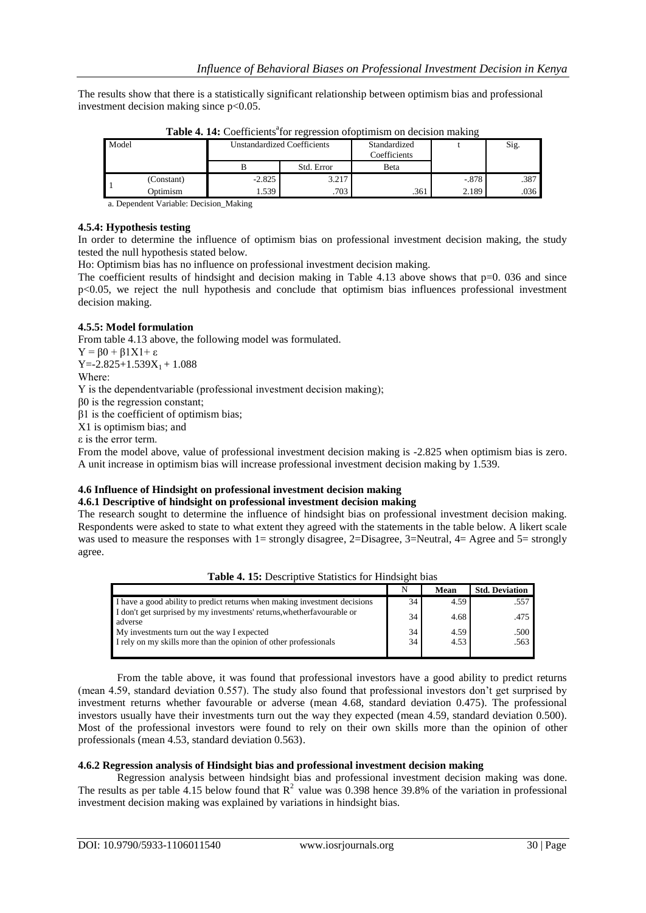The results show that there is a statistically significant relationship between optimism bias and professional investment decision making since $p<0.05$.

**Table 4. 14:** Coefficients[a] for regression ofoptimism on decision making

| Model | | Unstandardized Coefficients | | Standardized Coefficients | t | Sig. |
|---|---|---|---|---|---|---|
| | | B | Std. Error | Beta | | |
| 1 | (Constant) | -2.825 | 3.217 | | -.878 | .387 |
| | Optimism | 1.539 | .703 | .361 | 2.189 | .036 |

a. Dependent Variable: Decision_Making

**4.5.4: Hypothesis testing**

In order to determine the influence of optimism bias on professional investment decision making, the study tested the null hypothesis stated below.

Ho: Optimism bias has no influence on professional investment decision making.

The coefficient results of hindsight and decision making in Table 4.13 above shows that p=0. 036 and since $p<0.05$, we reject the null hypothesis and conclude that optimism bias influences professional investment decision making.

**4.5.5: Model formulation**

From table 4.13 above, the following model was formulated.

$Y = \beta 0 + \beta 1X1 + \varepsilon$

$Y=-2.825+1.539X_1 + 1.088$

Where:

Y is the dependentvariable (professional investment decision making);

β0 is the regression constant;

β1 is the coefficient of optimism bias;

X1 is optimism bias; and

ε is the error term.

From the model above, value of professional investment decision making is -2.825 when optimism bias is zero. A unit increase in optimism bias will increase professional investment decision making by 1.539.

**4.6 Influence of Hindsight on professional investment decision making**

**4.6.1 Descriptive of hindsight on professional investment decision making**

The research sought to determine the influence of hindsight bias on professional investment decision making. Respondents were asked to state to what extent they agreed with the statements in the table below. A likert scale was used to measure the responses with 1= strongly disagree, 2=Disagree, 3=Neutral, 4= Agree and 5= strongly agree.

**Table 4. 15:** Descriptive Statistics for Hindsight bias

| | N | Mean | Std. Deviation |
|---|---|---|---|
| I have a good ability to predict returns when making investment decisions | 34 | 4.59 | .557 |
| I don't get surprised by my investments' returns,whetherfavourable or adverse | 34 | 4.68 | .475 |
| My investments turn out the way I expected | 34 | 4.59 | .500 |
| I rely on my skills more than the opinion of other professionals | 34 | 4.53 | .563 |

From the table above, it was found that professional investors have a good ability to predict returns (mean 4.59, standard deviation 0.557). The study also found that professional investors don't get surprised by investment returns whether favourable or adverse (mean 4.68, standard deviation 0.475). The professional investors usually have their investments turn out the way they expected (mean 4.59, standard deviation 0.500). Most of the professional investors were found to rely on their own skills more than the opinion of other professionals (mean 4.53, standard deviation 0.563).

**4.6.2 Regression analysis of Hindsight bias and professional investment decision making**

Regression analysis between hindsight bias and professional investment decision making was done. The results as per table 4.15 below found that $R^2$ value was 0.398 hence 39.8% of the variation in professional investment decision making was explained by variations in hindsight bias.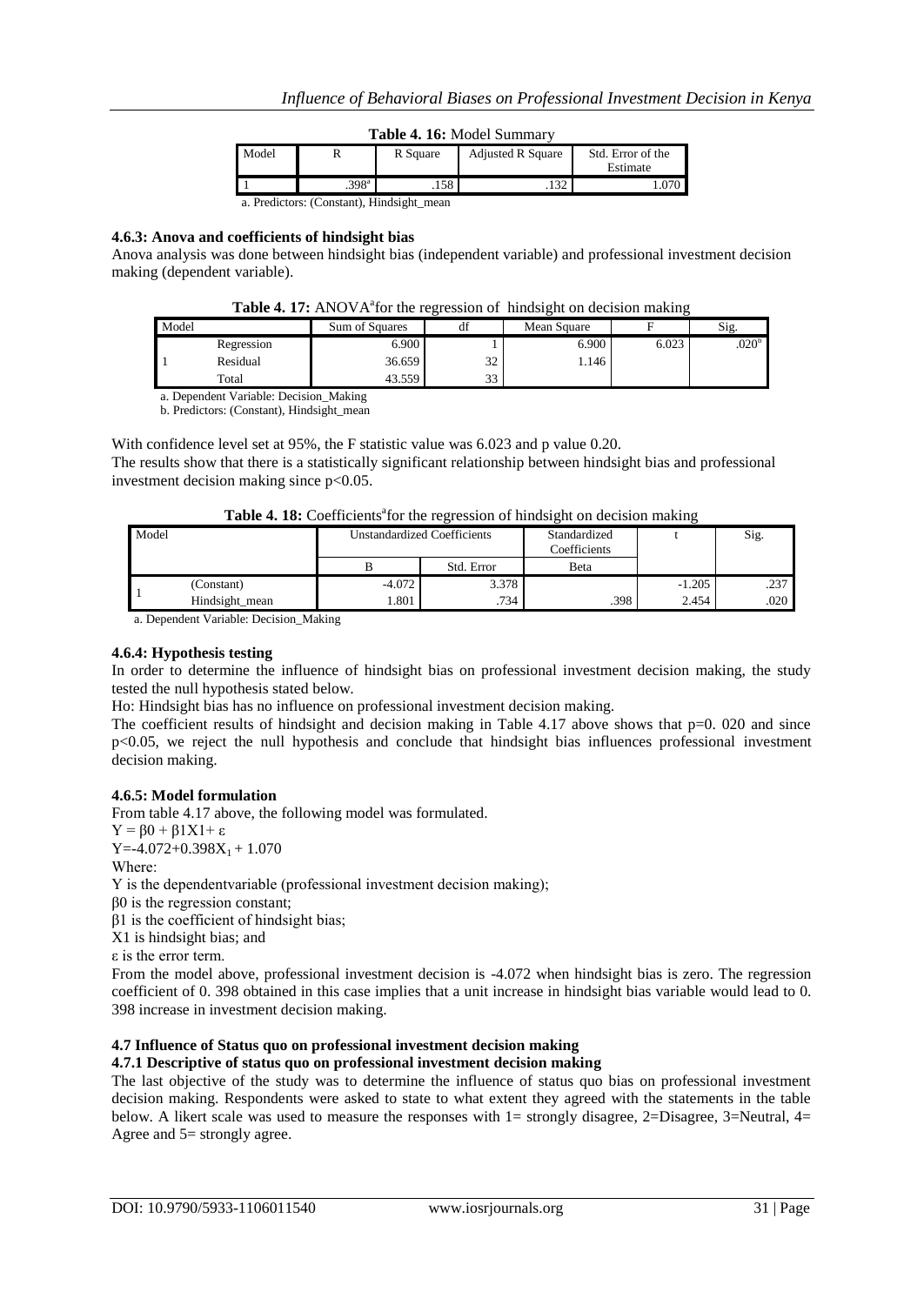**Table 4. 16:** Model Summary

| Model | R | R Square | Adjusted R Square | Std. Error of the Estimate |
|---|---|---|---|---|
| 1 | .398[a] | .158 | .132 | 1.070 |

a. Predictors: (Constant), Hindsight_mean

#### 4.6.3: Anova and coefficients of hindsight bias

Anova analysis was done between hindsight bias (independent variable) and professional investment decision making (dependent variable).

**Table 4. 17:** ANOVA[a]for the regression of hindsight on decision making

| Model | | Sum of Squares | df | Mean Square | F | Sig. |
|---|---|---|---|---|---|---|
| 1 | Regression | 6.900 | 1 | 6.900 | 6.023 | .020[b] |
| | Residual | 36.659 | 32 | 1.146 | | |
| | Total | 43.559 | 33 | | | |

a. Dependent Variable: Decision_Making

b. Predictors: (Constant), Hindsight_mean

With confidence level set at 95%, the F statistic value was 6.023 and p value 0.20.

The results show that there is a statistically significant relationship between hindsight bias and professional investment decision making since $p<0.05$.

**Table 4. 18:** Coefficients[a]for the regression of hindsight on decision making

| Model | | Unstandardized Coefficients | | Standardized Coefficients | t | Sig. |
|---|---|---|---|---|---|---|
| | | B | Std. Error | Beta | | |
| 1 | (Constant) | -4.072 | 3.378 | | -1.205 | .237 |
| | Hindsight_mean | 1.801 | .734 | .398 | 2.454 | .020 |

a. Dependent Variable: Decision_Making

#### 4.6.4: Hypothesis testing

In order to determine the influence of hindsight bias on professional investment decision making, the study tested the null hypothesis stated below.

Ho: Hindsight bias has no influence on professional investment decision making.

The coefficient results of hindsight and decision making in Table 4.17 above shows that p=0. 020 and since $p<0.05$, we reject the null hypothesis and conclude that hindsight bias influences professional investment decision making.

#### 4.6.5: Model formulation

From table 4.17 above, the following model was formulated.

$Y = \beta 0 + \beta 1X1 + \varepsilon$

$Y=-4.072+0.398X_1 + 1.070$

Where:

Y is the dependentvariable (professional investment decision making);

β0 is the regression constant;

β1 is the coefficient of hindsight bias;

X1 is hindsight bias; and

ε is the error term.

From the model above, professional investment decision is -4.072 when hindsight bias is zero. The regression coefficient of 0. 398 obtained in this case implies that a unit increase in hindsight bias variable would lead to 0. 398 increase in investment decision making.

### 4.7 Influence of Status quo on professional investment decision making

#### 4.7.1 Descriptive of status quo on professional investment decision making

The last objective of the study was to determine the influence of status quo bias on professional investment decision making. Respondents were asked to state to what extent they agreed with the statements in the table below. A likert scale was used to measure the responses with 1= strongly disagree, 2=Disagree, 3=Neutral, 4= Agree and 5= strongly agree.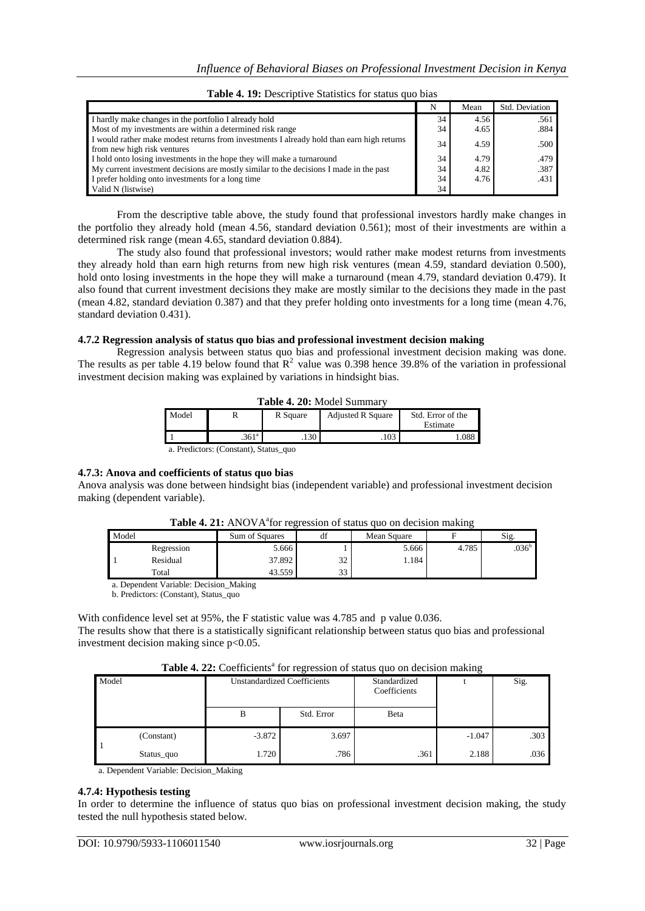**Table 4. 19:** Descriptive Statistics for status quo bias

| | N | Mean | Std. Deviation |
|---|---|---|---|
| I hardly make changes in the portfolio I already hold | 34 | 4.56 | .561 |
| Most of my investments are within a determined risk range | 34 | 4.65 | .884 |
| I would rather make modest returns from investments I already hold than earn high returns from new high risk ventures | 34 | 4.59 | .500 |
| I hold onto losing investments in the hope they will make a turnaround | 34 | 4.79 | .479 |
| My current investment decisions are mostly similar to the decisions I made in the past | 34 | 4.82 | .387 |
| I prefer holding onto investments for a long time | 34 | 4.76 | .431 |
| Valid N (listwise) | 34 | | |

From the descriptive table above, the study found that professional investors hardly make changes in the portfolio they already hold (mean 4.56, standard deviation 0.561); most of their investments are within a determined risk range (mean 4.65, standard deviation 0.884).

The study also found that professional investors; would rather make modest returns from investments they already hold than earn high returns from new high risk ventures (mean 4.59, standard deviation 0.500), hold onto losing investments in the hope they will make a turnaround (mean 4.79, standard deviation 0.479). It also found that current investment decisions they make are mostly similar to the decisions they made in the past (mean 4.82, standard deviation 0.387) and that they prefer holding onto investments for a long time (mean 4.76, standard deviation 0.431).

### 4.7.2 Regression analysis of status quo bias and professional investment decision making

Regression analysis between status quo bias and professional investment decision making was done. The results as per table 4.19 below found that $R^2$ value was 0.398 hence 39.8% of the variation in professional investment decision making was explained by variations in hindsight bias.

**Table 4. 20:** Model Summary

| Model | R | R Square | Adjusted R Square | Std. Error of the Estimate |
|---|---|---|---|---|
| 1 | .361[a] | .130 | .103 | 1.088 |

a. Predictors: (Constant), Status_quo

### 4.7.3: Anova and coefficients of status quo bias

Anova analysis was done between hindsight bias (independent variable) and professional investment decision making (dependent variable).

**Table 4. 21:** ANOVA[a] for regression of status quo on decision making

| Model | | Sum of Squares | df | Mean Square | F | Sig. |
|---|---|---|---|---|---|---|
| 1 | Regression | 5.666 | 1 | 5.666 | 4.785 | .036[b] |
| | Residual | 37.892 | 32 | 1.184 | | |
| | Total | 43.559 | 33 | | | |

a. Dependent Variable: Decision_Making

b. Predictors: (Constant), Status_quo

With confidence level set at 95%, the F statistic value was 4.785 and p value 0.036.

The results show that there is a statistically significant relationship between status quo bias and professional investment decision making since $p<0.05$.

**Table 4. 22:** Coefficients[a] for regression of status quo on decision making

| Model | | Unstandardized Coefficients | | Standardized Coefficients | t | Sig. |
|---|---|---|---|---|---|---|
| | | B | Std. Error | Beta | | |
| 1 | (Constant) | -3.872 | 3.697 | | -1.047 | .303 |
| | Status_quo | 1.720 | .786 | .361 | 2.188 | .036 |

a. Dependent Variable: Decision_Making

### 4.7.4: Hypothesis testing

In order to determine the influence of status quo bias on professional investment decision making, the study tested the null hypothesis stated below.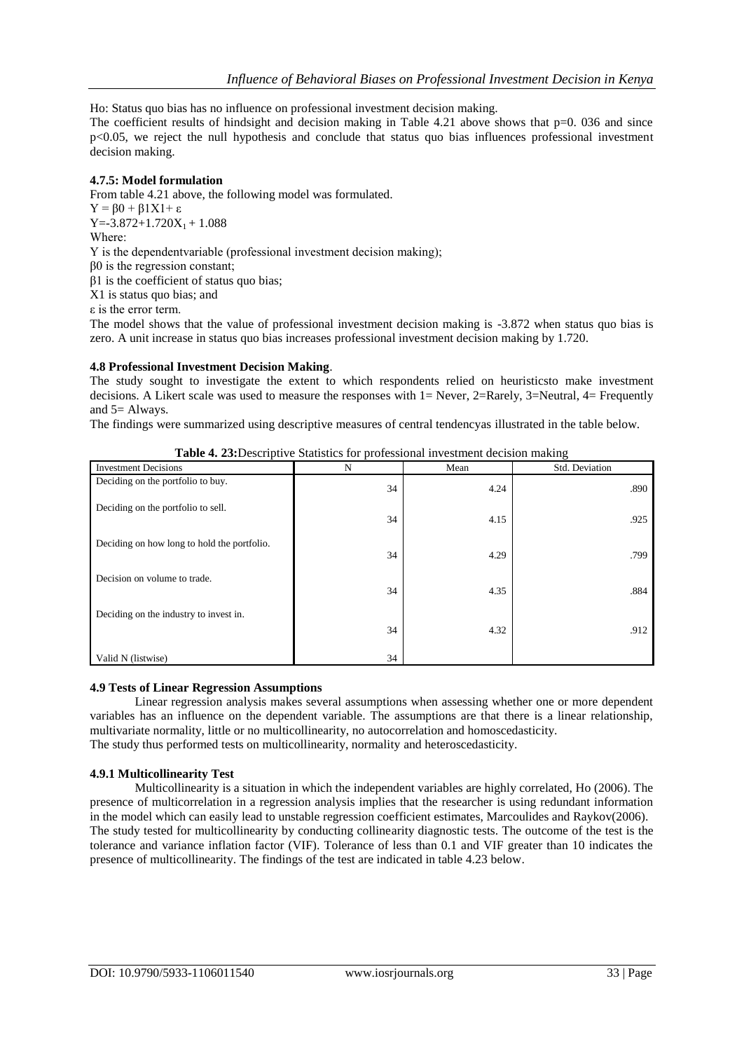Ho: Status quo bias has no influence on professional investment decision making.

The coefficient results of hindsight and decision making in Table 4.21 above shows that p=0. 036 and since $p<0.05$, we reject the null hypothesis and conclude that status quo bias influences professional investment decision making.

**4.7.5: Model formulation**

From table 4.21 above, the following model was formulated.

$Y = \beta 0 + \beta 1X1 + \varepsilon$

$Y=-3.872+1.720X_1 + 1.088$

Where:

Y is the dependentvariable (professional investment decision making);

β0 is the regression constant;

β1 is the coefficient of status quo bias;

X1 is status quo bias; and

ε is the error term.

The model shows that the value of professional investment decision making is -3.872 when status quo bias is zero. A unit increase in status quo bias increases professional investment decision making by 1.720.

**4.8 Professional Investment Decision Making**.

The study sought to investigate the extent to which respondents relied on heuristicsto make investment decisions. A Likert scale was used to measure the responses with 1= Never, 2=Rarely, 3=Neutral, 4= Frequently and 5= Always.

The findings were summarized using descriptive measures of central tendencyas illustrated in the table below.

**Table 4. 23:**Descriptive Statistics for professional investment decision making

| Investment Decisions | N | Mean | Std. Deviation |
|---|---|---|---|
| Deciding on the portfolio to buy. | 34 | 4.24 | .890 |
| Deciding on the portfolio to sell. | 34 | 4.15 | .925 |
| Deciding on how long to hold the portfolio. | 34 | 4.29 | .799 |
| Decision on volume to trade. | 34 | 4.35 | .884 |
| Deciding on the industry to invest in. | 34 | 4.32 | .912 |
| Valid N (listwise) | 34 | | |

**4.9 Tests of Linear Regression Assumptions**

Linear regression analysis makes several assumptions when assessing whether one or more dependent variables has an influence on the dependent variable. The assumptions are that there is a linear relationship, multivariate normality, little or no multicollinearity, no autocorrelation and homoscedasticity.

The study thus performed tests on multicollinearity, normality and heteroscedasticity.

**4.9.1 Multicollinearity Test**

Multicollinearity is a situation in which the independent variables are highly correlated, Ho (2006). The presence of multicorrelation in a regression analysis implies that the researcher is using redundant information in the model which can easily lead to unstable regression coefficient estimates, Marcoulides and Raykov(2006). The study tested for multicollinearity by conducting collinearity diagnostic tests. The outcome of the test is the tolerance and variance inflation factor (VIF). Tolerance of less than 0.1 and VIF greater than 10 indicates the presence of multicollinearity. The findings of the test are indicated in table 4.23 below.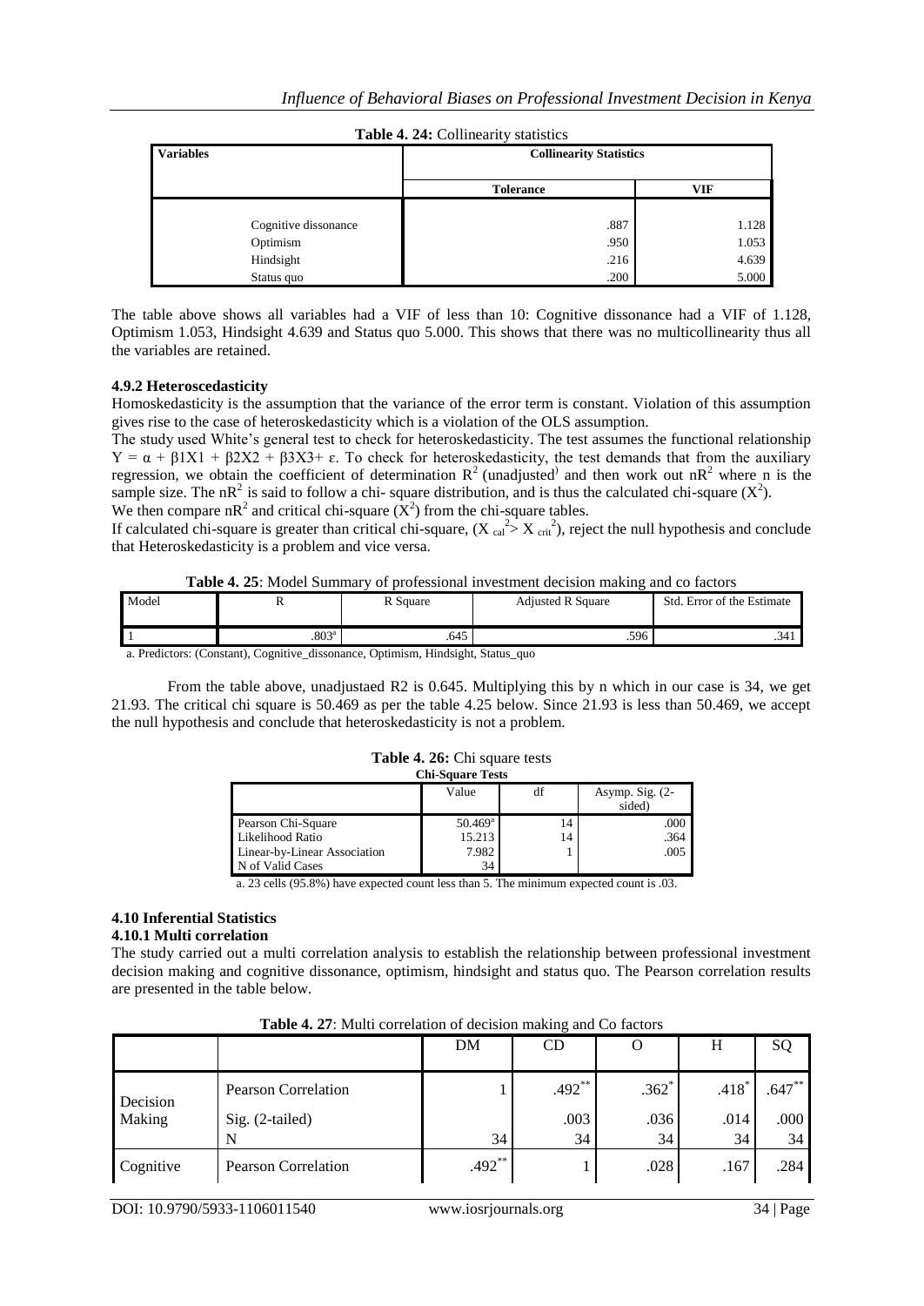**Table 4. 24:** Collinearity statistics

| Variables | Collinearity Statistics | |
|---|---|---|
| | Tolerance | VIF |
| Cognitive dissonance | .887 | 1.128 |
| Optimism | .950 | 1.053 |
| Hindsight | .216 | 4.639 |
| Status quo | .200 | 5.000 |

The table above shows all variables had a VIF of less than 10: Cognitive dissonance had a VIF of 1.128, Optimism 1.053, Hindsight 4.639 and Status quo 5.000. This shows that there was no multicollinearity thus all the variables are retained.

### 4.9.2 Heteroscedasticity

Homoskedasticity is the assumption that the variance of the error term is constant. Violation of this assumption gives rise to the case of heteroskedasticity which is a violation of the OLS assumption.

The study used White's general test to check for heteroskedasticity. The test assumes the functional relationship $Y = \alpha + \beta 1X1 + \beta 2X2 + \beta 3X3 + \varepsilon$. To check for heteroskedasticity, the test demands that from the auxiliary regression, we obtain the coefficient of determination $R^2$ (unadjusted) and then work out $nR^2$ where n is the sample size. The $nR^2$ is said to follow a chi- square distribution, and is thus the calculated chi-square ($X^2$).

We then compare $nR^2$ and critical chi-square ($X^2$) from the chi-square tables.

If calculated chi-square is greater than critical chi-square, ($X_{cal}^2 > X_{crit}^2$), reject the null hypothesis and conclude that Heteroskedasticity is a problem and vice versa.

**Table 4. 25**: Model Summary of professional investment decision making and co factors

| Model | R | R Square | Adjusted R Square | Std. Error of the Estimate |
|---|---|---|---|---|
| 1 | .803[a] | .645 | .596 | .341 |

a. Predictors: (Constant), Cognitive_dissonance, Optimism, Hindsight, Status_quo

From the table above, unadjustaed R2 is 0.645. Multiplying this by n which in our case is 34, we get 21.93. The critical chi square is 50.469 as per the table 4.25 below. Since 21.93 is less than 50.469, we accept the null hypothesis and conclude that heteroskedasticity is not a problem.

**Table 4. 26:** Chi square tests

**Chi-Square Tests**

| | Value | df | Asymp. Sig. (2-sided) |
|---|---|---|---|
| Pearson Chi-Square | 50.469[a] | 14 | .000 |
| Likelihood Ratio | 15.213 | 14 | .364 |
| Linear-by-Linear Association | 7.982 | 1 | .005 |
| N of Valid Cases | 34 | | |

a. 23 cells (95.8%) have expected count less than 5. The minimum expected count is .03.

## 4.10 Inferential Statistics

### 4.10.1 Multi correlation

The study carried out a multi correlation analysis to establish the relationship between professional investment decision making and cognitive dissonance, optimism, hindsight and status quo. The Pearson correlation results are presented in the table below.

**Table 4. 27**: Multi correlation of decision making and Co factors

| | | DM | CD | O | H | SQ |
|---|---|---|---|---|---|---|
| Decision Making | Pearson Correlation | 1 | .492** | .362* | .418* | .647** |
| | Sig. (2-tailed) | | .003 | .036 | .014 | .000 |
| | N | 34 | 34 | 34 | 34 | 34 |
| Cognitive | Pearson Correlation | .492** | 1 | .028 | .167 | .284 |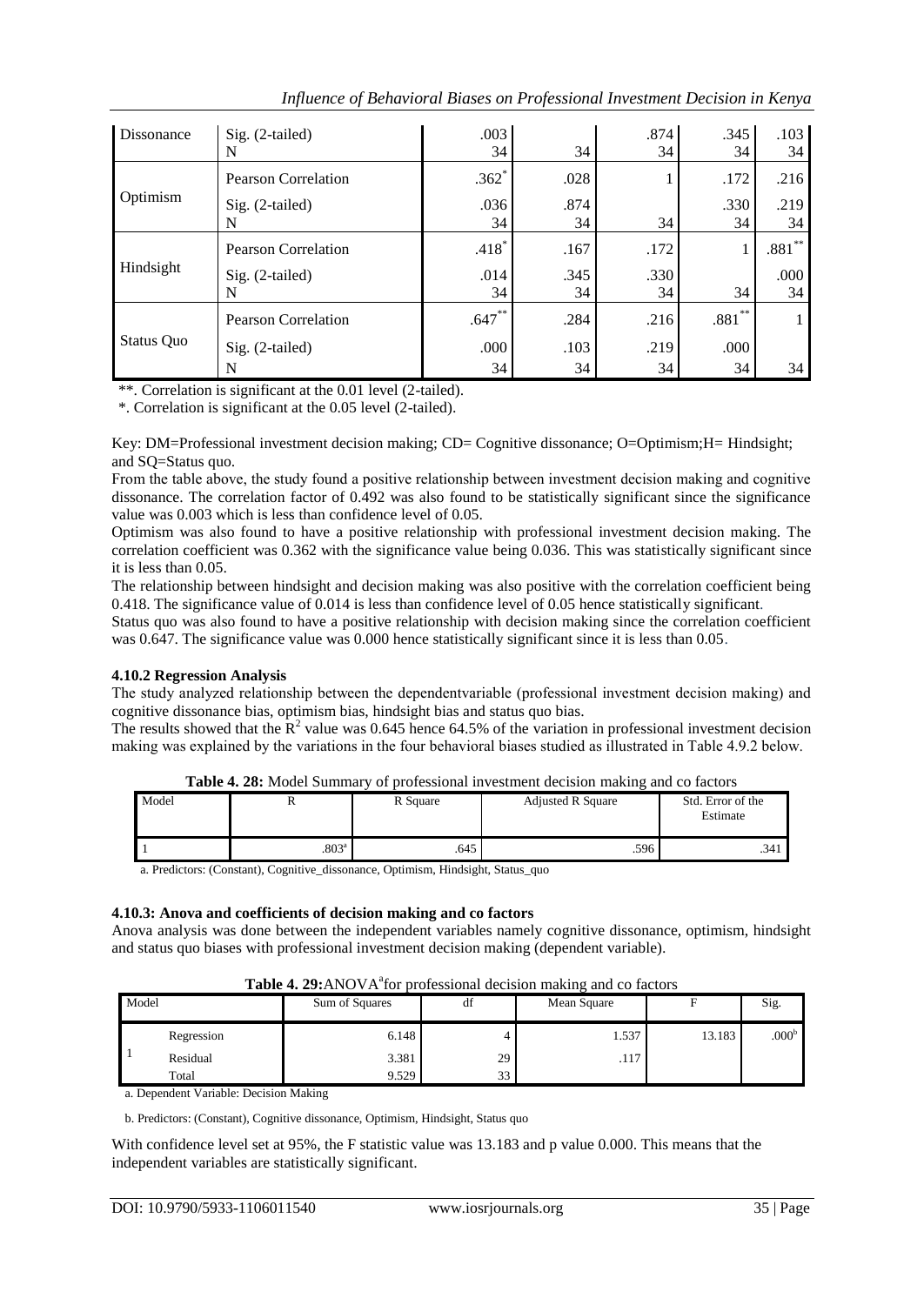| | | | | | | |
|---|---|---|---|---|---|---|
| Dissonance | Sig. (2-tailed) | .003 | | .874 | .345 | .103 |
| | N | 34 | 34 | 34 | 34 | 34 |
| Optimism | Pearson Correlation | .362* | .028 | 1 | .172 | .216 |
| | Sig. (2-tailed) | .036 | .874 | | .330 | .219 |
| | N | 34 | 34 | 34 | 34 | 34 |
| Hindsight | Pearson Correlation | .418* | .167 | .172 | 1 | .881** |
| | Sig. (2-tailed) | .014 | .345 | .330 | | .000 |
| | N | 34 | 34 | 34 | 34 | 34 |
| Status Quo | Pearson Correlation | .647** | .284 | .216 | .881** | 1 |
| | Sig. (2-tailed) | .000 | .103 | .219 | .000 | |
| | N | 34 | 34 | 34 | 34 | 34 |

**. Correlation is significant at the 0.01 level (2-tailed).

*. Correlation is significant at the 0.05 level (2-tailed).

Key: DM=Professional investment decision making; CD= Cognitive dissonance; O=Optimism;H= Hindsight; and SQ=Status quo.

From the table above, the study found a positive relationship between investment decision making and cognitive dissonance. The correlation factor of 0.492 was also found to be statistically significant since the significance value was 0.003 which is less than confidence level of 0.05.

Optimism was also found to have a positive relationship with professional investment decision making. The correlation coefficient was 0.362 with the significance value being 0.036. This was statistically significant since it is less than 0.05.

The relationship between hindsight and decision making was also positive with the correlation coefficient being 0.418. The significance value of 0.014 is less than confidence level of 0.05 hence statistically significant.

Status quo was also found to have a positive relationship with decision making since the correlation coefficient was 0.647. The significance value was 0.000 hence statistically significant since it is less than 0.05.

### 4.10.2 Regression Analysis

The study analyzed relationship between the dependentvariable (professional investment decision making) and cognitive dissonance bias, optimism bias, hindsight bias and status quo bias.

The results showed that the $R^2$ value was 0.645 hence 64.5% of the variation in professional investment decision making was explained by the variations in the four behavioral biases studied as illustrated in Table 4.9.2 below.

**Table 4. 28:** Model Summary of professional investment decision making and co factors

| Model | R | R Square | Adjusted R Square | Std. Error of the Estimate |
|---|---|---|---|---|
| 1 | .803[a] | .645 | .596 | .341 |

a. Predictors: (Constant), Cognitive_dissonance, Optimism, Hindsight, Status_quo

### 4.10.3: Anova and coefficients of decision making and co factors

Anova analysis was done between the independent variables namely cognitive dissonance, optimism, hindsight and status quo biases with professional investment decision making (dependent variable).

**Table 4. 29:**ANOVA[a]for professional decision making and co factors

| Model | | Sum of Squares | df | Mean Square | F | Sig. |
|---|---|---|---|---|---|---|
| 1 | Regression | 6.148 | 4 | 1.537 | 13.183 | .000[b] |
| | Residual | 3.381 | 29 | .117 | | |
| | Total | 9.529 | 33 | | | |

a. Dependent Variable: Decision Making

b. Predictors: (Constant), Cognitive dissonance, Optimism, Hindsight, Status quo

With confidence level set at 95%, the F statistic value was 13.183 and p value 0.000. This means that the independent variables are statistically significant.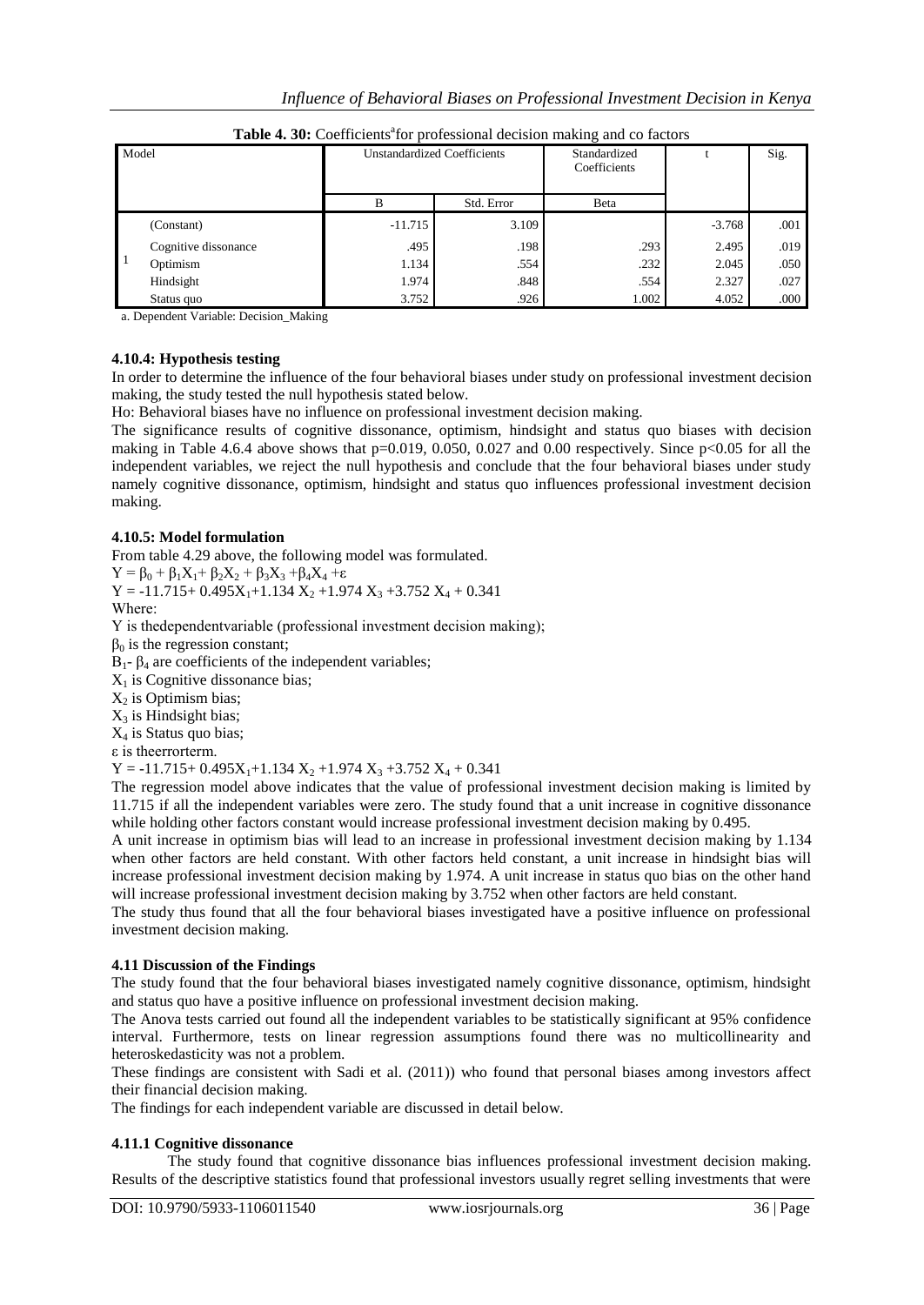**Table 4. 30:** Coefficients[a] for professional decision making and co factors

| Model | | Unstandardized Coefficients | | Standardized Coefficients | t | Sig. |
|---|---|---|---|---|---|---|
| | | B | Std. Error | Beta | | |
| 1 | (Constant) | -11.715 | 3.109 | | -3.768 | .001 |
| | Cognitive dissonance | .495 | .198 | .293 | 2.495 | .019 |
| | Optimism | 1.134 | .554 | .232 | 2.045 | .050 |
| | Hindsight | 1.974 | .848 | .554 | 2.327 | .027 |
| | Status quo | 3.752 | .926 | 1.002 | 4.052 | .000 |

a. Dependent Variable: Decision_Making

### 4.10.4: Hypothesis testing

In order to determine the influence of the four behavioral biases under study on professional investment decision making, the study tested the null hypothesis stated below.

Ho: Behavioral biases have no influence on professional investment decision making.

The significance results of cognitive dissonance, optimism, hindsight and status quo biases with decision making in Table 4.6.4 above shows that p=0.019, 0.050, 0.027 and 0.00 respectively. Since $p<0.05$ for all the independent variables, we reject the null hypothesis and conclude that the four behavioral biases under study namely cognitive dissonance, optimism, hindsight and status quo influences professional investment decision making.

### 4.10.5: Model formulation

From table 4.29 above, the following model was formulated.

$Y = \beta_0 + \beta_1 X_1 + \beta_2 X_2 + \beta_3 X_3 + \beta_4 X_4 + \varepsilon$

$Y = -11.715 + 0.495 X_1 + 1.134 X_2 + 1.974 X_3 + 3.752 X_4 + 0.341$

Where:

Y is thedependentvariable (professional investment decision making);

$\beta_0$ is the regression constant;

$B_1$- $\beta_4$ are coefficients of the independent variables;

$X_1$ is Cognitive dissonance bias;

$X_2$ is Optimism bias;

$X_3$ is Hindsight bias;

$X_4$ is Status quo bias;

$\varepsilon$ is theerrorterm.

$Y = -11.715 + 0.495 X_1 + 1.134 X_2 + 1.974 X_3 + 3.752 X_4 + 0.341$

The regression model above indicates that the value of professional investment decision making is limited by 11.715 if all the independent variables were zero. The study found that a unit increase in cognitive dissonance while holding other factors constant would increase professional investment decision making by 0.495.

A unit increase in optimism bias will lead to an increase in professional investment decision making by 1.134 when other factors are held constant. With other factors held constant, a unit increase in hindsight bias will increase professional investment decision making by 1.974. A unit increase in status quo bias on the other hand will increase professional investment decision making by 3.752 when other factors are held constant.

The study thus found that all the four behavioral biases investigated have a positive influence on professional investment decision making.

## 4.11 Discussion of the Findings

The study found that the four behavioral biases investigated namely cognitive dissonance, optimism, hindsight and status quo have a positive influence on professional investment decision making.

The Anova tests carried out found all the independent variables to be statistically significant at 95% confidence interval. Furthermore, tests on linear regression assumptions found there was no multicollinearity and heteroskedasticity was not a problem.

These findings are consistent with Sadi et al. (2011)) who found that personal biases among investors affect their financial decision making.

The findings for each independent variable are discussed in detail below.

### 4.11.1 Cognitive dissonance

The study found that cognitive dissonance bias influences professional investment decision making. Results of the descriptive statistics found that professional investors usually regret selling investments that were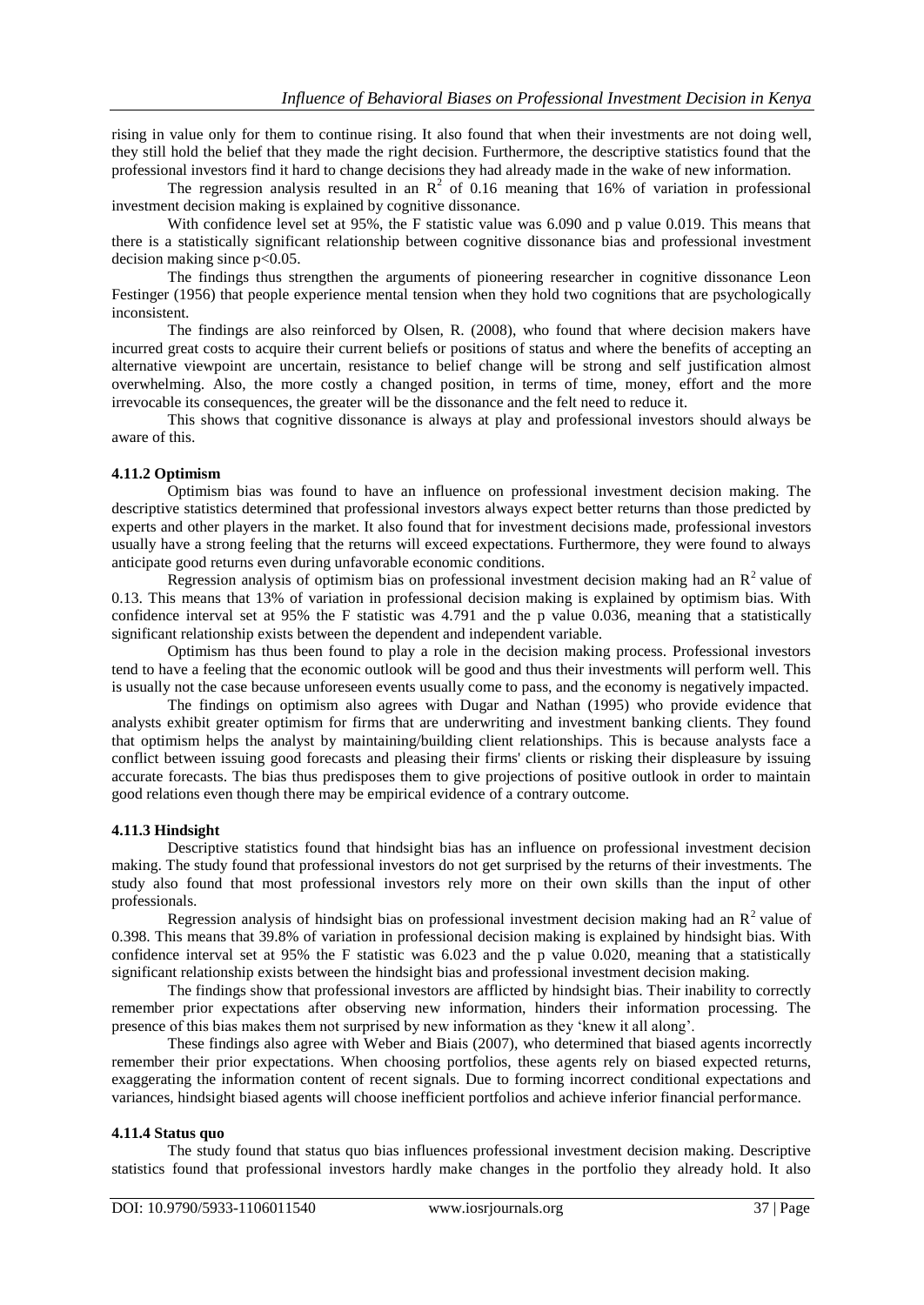rising in value only for them to continue rising. It also found that when their investments are not doing well, they still hold the belief that they made the right decision. Furthermore, the descriptive statistics found that the professional investors find it hard to change decisions they had already made in the wake of new information.

The regression analysis resulted in an $R^2$ of 0.16 meaning that 16% of variation in professional investment decision making is explained by cognitive dissonance.

With confidence level set at 95%, the F statistic value was 6.090 and p value 0.019. This means that there is a statistically significant relationship between cognitive dissonance bias and professional investment decision making since $p<0.05$.

The findings thus strengthen the arguments of pioneering researcher in cognitive dissonance Leon Festinger (1956) that people experience mental tension when they hold two cognitions that are psychologically inconsistent.

The findings are also reinforced by Olsen, R. (2008), who found that where decision makers have incurred great costs to acquire their current beliefs or positions of status and where the benefits of accepting an alternative viewpoint are uncertain, resistance to belief change will be strong and self justification almost overwhelming. Also, the more costly a changed position, in terms of time, money, effort and the more irrevocable its consequences, the greater will be the dissonance and the felt need to reduce it.

This shows that cognitive dissonance is always at play and professional investors should always be aware of this.

#### 4.11.2 Optimism

Optimism bias was found to have an influence on professional investment decision making. The descriptive statistics determined that professional investors always expect better returns than those predicted by experts and other players in the market. It also found that for investment decisions made, professional investors usually have a strong feeling that the returns will exceed expectations. Furthermore, they were found to always anticipate good returns even during unfavorable economic conditions.

Regression analysis of optimism bias on professional investment decision making had an $R^2$ value of 0.13. This means that 13% of variation in professional decision making is explained by optimism bias. With confidence interval set at 95% the F statistic was 4.791 and the p value 0.036, meaning that a statistically significant relationship exists between the dependent and independent variable.

Optimism has thus been found to play a role in the decision making process. Professional investors tend to have a feeling that the economic outlook will be good and thus their investments will perform well. This is usually not the case because unforeseen events usually come to pass, and the economy is negatively impacted.

The findings on optimism also agrees with Dugar and Nathan (1995) who provide evidence that analysts exhibit greater optimism for firms that are underwriting and investment banking clients. They found that optimism helps the analyst by maintaining/building client relationships. This is because analysts face a conflict between issuing good forecasts and pleasing their firms' clients or risking their displeasure by issuing accurate forecasts. The bias thus predisposes them to give projections of positive outlook in order to maintain good relations even though there may be empirical evidence of a contrary outcome.

#### 4.11.3 Hindsight

Descriptive statistics found that hindsight bias has an influence on professional investment decision making. The study found that professional investors do not get surprised by the returns of their investments. The study also found that most professional investors rely more on their own skills than the input of other professionals.

Regression analysis of hindsight bias on professional investment decision making had an $R^2$ value of 0.398. This means that 39.8% of variation in professional decision making is explained by hindsight bias. With confidence interval set at 95% the F statistic was 6.023 and the p value 0.020, meaning that a statistically significant relationship exists between the hindsight bias and professional investment decision making.

The findings show that professional investors are afflicted by hindsight bias. Their inability to correctly remember prior expectations after observing new information, hinders their information processing. The presence of this bias makes them not surprised by new information as they 'knew it all along'.

These findings also agree with Weber and Biais (2007), who determined that biased agents incorrectly remember their prior expectations. When choosing portfolios, these agents rely on biased expected returns, exaggerating the information content of recent signals. Due to forming incorrect conditional expectations and variances, hindsight biased agents will choose inefficient portfolios and achieve inferior financial performance.

#### 4.11.4 Status quo

The study found that status quo bias influences professional investment decision making. Descriptive statistics found that professional investors hardly make changes in the portfolio they already hold. It also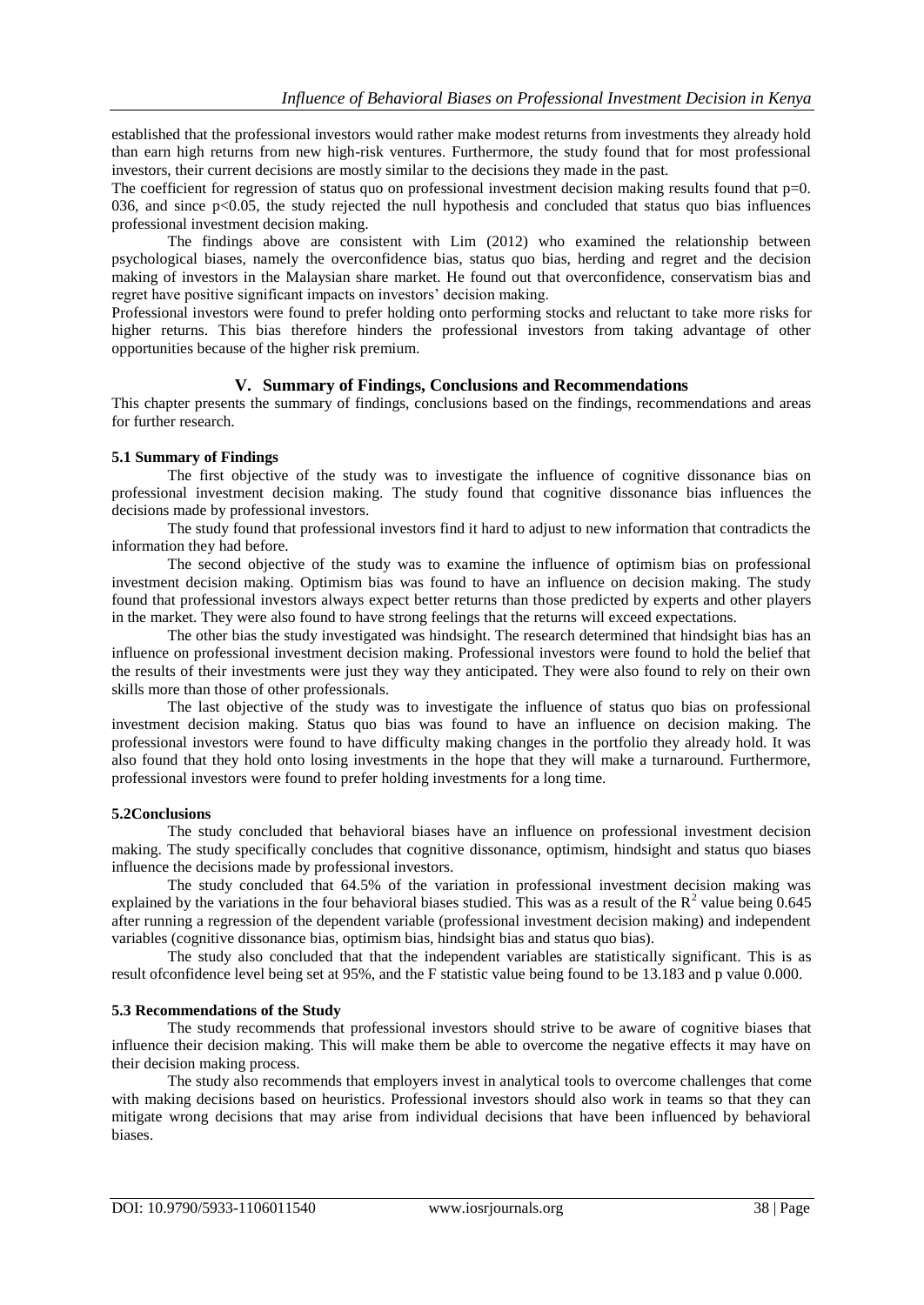established that the professional investors would rather make modest returns from investments they already hold than earn high returns from new high-risk ventures. Furthermore, the study found that for most professional investors, their current decisions are mostly similar to the decisions they made in the past.

The coefficient for regression of status quo on professional investment decision making results found that p=0. 036, and since $p<0.05$, the study rejected the null hypothesis and concluded that status quo bias influences professional investment decision making.

The findings above are consistent with Lim (2012) who examined the relationship between psychological biases, namely the overconfidence bias, status quo bias, herding and regret and the decision making of investors in the Malaysian share market. He found out that overconfidence, conservatism bias and regret have positive significant impacts on investors' decision making.

Professional investors were found to prefer holding onto performing stocks and reluctant to take more risks for higher returns. This bias therefore hinders the professional investors from taking advantage of other opportunities because of the higher risk premium.

## V. Summary of Findings, Conclusions and Recommendations

This chapter presents the summary of findings, conclusions based on the findings, recommendations and areas for further research.

### 5.1 Summary of Findings

The first objective of the study was to investigate the influence of cognitive dissonance bias on professional investment decision making. The study found that cognitive dissonance bias influences the decisions made by professional investors.

The study found that professional investors find it hard to adjust to new information that contradicts the information they had before.

The second objective of the study was to examine the influence of optimism bias on professional investment decision making. Optimism bias was found to have an influence on decision making. The study found that professional investors always expect better returns than those predicted by experts and other players in the market. They were also found to have strong feelings that the returns will exceed expectations.

The other bias the study investigated was hindsight. The research determined that hindsight bias has an influence on professional investment decision making. Professional investors were found to hold the belief that the results of their investments were just they way they anticipated. They were also found to rely on their own skills more than those of other professionals.

The last objective of the study was to investigate the influence of status quo bias on professional investment decision making. Status quo bias was found to have an influence on decision making. The professional investors were found to have difficulty making changes in the portfolio they already hold. It was also found that they hold onto losing investments in the hope that they will make a turnaround. Furthermore, professional investors were found to prefer holding investments for a long time.

### 5.2Conclusions

The study concluded that behavioral biases have an influence on professional investment decision making. The study specifically concludes that cognitive dissonance, optimism, hindsight and status quo biases influence the decisions made by professional investors.

The study concluded that 64.5% of the variation in professional investment decision making was explained by the variations in the four behavioral biases studied. This was as a result of the $R^2$ value being 0.645 after running a regression of the dependent variable (professional investment decision making) and independent variables (cognitive dissonance bias, optimism bias, hindsight bias and status quo bias).

The study also concluded that that the independent variables are statistically significant. This is as result ofconfidence level being set at 95%, and the F statistic value being found to be 13.183 and p value 0.000.

### 5.3 Recommendations of the Study

The study recommends that professional investors should strive to be aware of cognitive biases that influence their decision making. This will make them be able to overcome the negative effects it may have on their decision making process.

The study also recommends that employers invest in analytical tools to overcome challenges that come with making decisions based on heuristics. Professional investors should also work in teams so that they can mitigate wrong decisions that may arise from individual decisions that have been influenced by behavioral biases.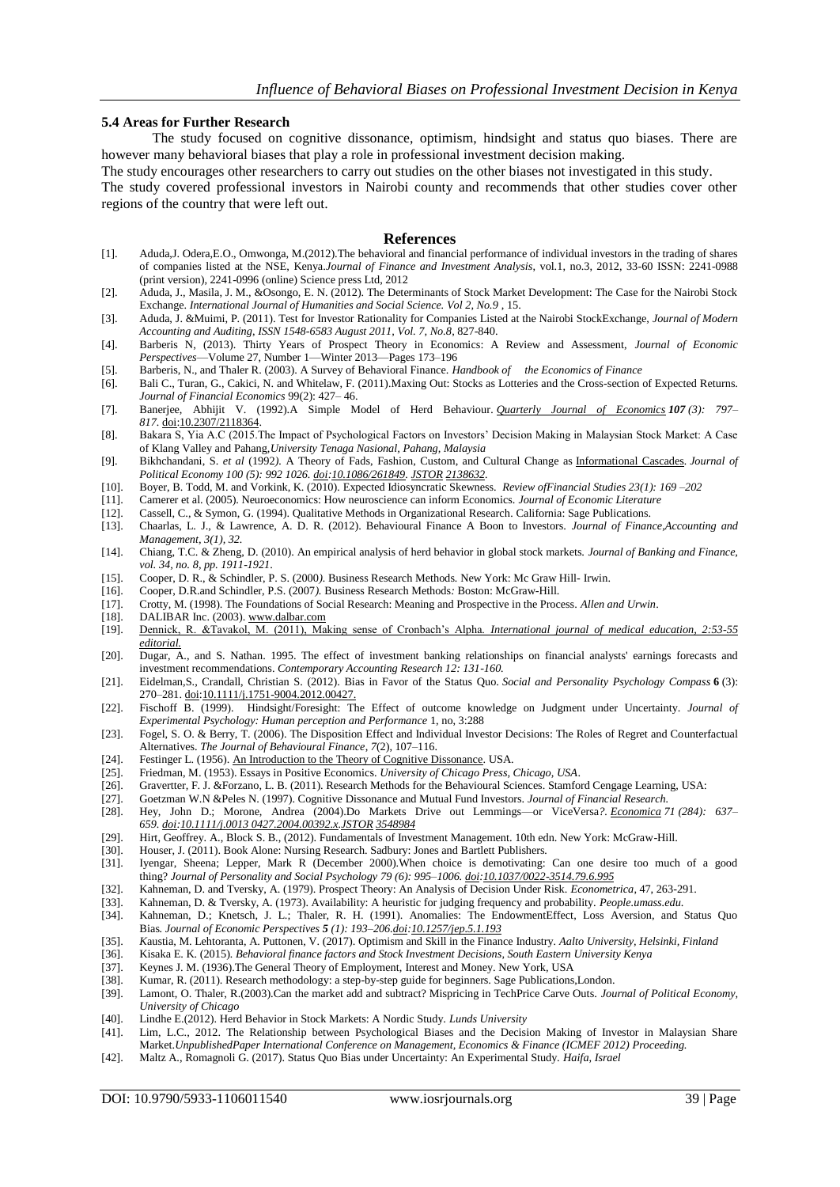### 5.4 Areas for Further Research

The study focused on cognitive dissonance, optimism, hindsight and status quo biases. There are however many behavioral biases that play a role in professional investment decision making.

The study encourages other researchers to carry out studies on the other biases not investigated in this study.

The study covered professional investors in Nairobi county and recommends that other studies cover other regions of the country that were left out.

## References

[1]. Aduda,J. Odera,E.O., Omwonga, M.(2012).The behavioral and financial performance of individual investors in the trading of shares of companies listed at the NSE, Kenya.*Journal of Finance and Investment Analysis*, vol.1, no.3, 2012, 33-60 ISSN: 2241-0988 (print version), 2241-0996 (online) Science press Ltd, 2012

[2]. Aduda, J., Masila, J. M., &Osongo, E. N. (2012). The Determinants of Stock Market Development: The Case for the Nairobi Stock Exchange. *International Journal of Humanities and Social Science. Vol 2, No.9* , 15.

[3]. Aduda, J. &Muimi, P. (2011). Test for Investor Rationality for Companies Listed at the Nairobi StockExchange, *Journal of Modern Accounting and Auditing, ISSN 1548-6583 August 2011, Vol. 7, No.8*, 827-840.

[4]. Barberis N, (2013). Thirty Years of Prospect Theory in Economics: A Review and Assessment, *Journal of Economic Perspectives*—Volume 27, Number 1—Winter 2013—Pages 173–196

[5]. Barberis, N., and Thaler R. (2003). A Survey of Behavioral Finance. *Handbook of the Economics of Finance*

[6]. Bali C., Turan, G., Cakici, N. and Whitelaw, F. (2011).Maxing Out: Stocks as Lotteries and the Cross-section of Expected Returns. *Journal of Financial Economics* 99(2): 427– 46.

[7]. Banerjee, Abhijit V. (1992).A Simple Model of Herd Behaviour. *Quarterly Journal of Economics* ***107*** *(3): 797–817*. doi:10.2307/2118364.

[8]. Bakara S, Yia A.C (2015.The Impact of Psychological Factors on Investors' Decision Making in Malaysian Stock Market: A Case of Klang Valley and Pahang,*University Tenaga Nasional, Pahang, Malaysia*

[9]. Bikhchandani, S. *et al* (1992*)*. A Theory of Fads, Fashion, Custom, and Cultural Change as Informational Cascades*. Journal of Political Economy 100 (5): 992 1026. doi:10.1086/261849. JSTOR 2138632.*

[10]. Boyer, B. Todd, M. and Vorkink, K. (2010). Expected Idiosyncratic Skewness. *Review ofFinancial Studies 23(1): 169 –202*

[11]. Camerer et al. (2005). Neuroeconomics: How neuroscience can inform Economics. *Journal of Economic Literature*

[12]. Cassell, C., & Symon, G. (1994). Qualitative Methods in Organizational Research. California: Sage Publications.

[13]. Chaarlas, L. J., & Lawrence, A. D. R. (2012). Behavioural Finance A Boon to Investors. *Journal of Finance,Accounting and Management, 3(1), 32.*

[14]. Chiang, T.C. & Zheng, D. (2010). An empirical analysis of herd behavior in global stock markets. *Journal of Banking and Finance, vol. 34, no. 8, pp. 1911-1921*.

[15]. Cooper, D. R., & Schindler, P. S. (2000*)*. Business Research Methods*.* New York: Mc Graw Hill- Irwin.

[16]. Cooper, D.R.and Schindler, P.S. (2007*).* Business Research Methods*:* Boston: McGraw-Hill.

[17]. Crotty, M. (1998). The Foundations of Social Research: Meaning and Prospective in the Process. *Allen and Urwin*.

[18]. DALIBAR Inc. (2003). www.dalbar.com

[19]. Dennick, R. &Tavakol, M. (2011), Making sense of Cronbach's Alpha*. International journal of medical education, 2:53-55 editorial.*

[20]. Dugar, A., and S. Nathan. 1995. The effect of investment banking relationships on financial analysts' earnings forecasts and investment recommendations. *Contemporary Accounting Research 12: 131-160.*

[21]. Eidelman,S., Crandall, Christian S. (2012). Bias in Favor of the Status Quo. *Social and Personality Psychology Compass* **6** (3): 270–281. doi:10.1111/j.1751-9004.2012.00427.

[22]. Fischoff B. (1999). Hindsight/Foresight: The Effect of outcome knowledge on Judgment under Uncertainty. *Journal of Experimental Psychology: Human perception and Performance* 1, no, 3:288

[23]. Fogel, S. O. & Berry, T. (2006). The Disposition Effect and Individual Investor Decisions: The Roles of Regret and Counterfactual Alternatives. *The Journal of Behavioural Finance*, *7*(2), 107–116.

[24]. Festinger L. (1956). An Introduction to the Theory of Cognitive Dissonance. USA.

[25]. Friedman, M. (1953). Essays in Positive Economics. *University of Chicago Press, Chicago, USA*.

[26]. Gravertter, F. J. &Forzano, L. B. (2011). Research Methods for the Behavioural Sciences. Stamford Cengage Learning, USA:

[27]. Goetzman W.N &Peles N. (1997). Cognitive Dissonance and Mutual Fund Investors. *Journal of Financial Research.*

[28]. Hey, John D.; Morone, Andrea (2004).Do Markets Drive out Lemmings—or ViceVersa*?. Economica 71 (284): 637–659. doi:10.1111/j.0013 0427.2004.00392.x.JSTOR 3548984*

[29]. Hirt, Geoffrey. A., Block S. B., (2012). Fundamentals of Investment Management. 10th edn. New York: McGraw-Hill.

[30]. Houser, J. (2011). Book Alone: Nursing Research. Sadbury: Jones and Bartlett Publishers.

[31]. Iyengar, Sheena; Lepper, Mark R (December 2000).When choice is demotivating: Can one desire too much of a good thing? *Journal of Personality and Social Psychology 79 (6): 995–1006. doi:10.1037/0022-3514.79.6.995*

[32]. Kahneman, D. and Tversky, A. (1979). Prospect Theory: An Analysis of Decision Under Risk. *Econometrica*, 47, 263-291.

[33]. Kahneman, D. & Tversky, A. (1973). Availability: A heuristic for judging frequency and probability. *People.umass.edu*.

[34]. Kahneman, D.; Knetsch, J. L.; Thaler, R. H. (1991). Anomalies: The EndowmentEffect, Loss Aversion, and Status Quo Bias*. Journal of Economic Perspectives* ***5*** *(1): 193–206.doi:10.1257/jep.5.1.193*

[35]. *K*austia, M. Lehtoranta, A. Puttonen, V. (2017). Optimism and Skill in the Finance Industry. *Aalto University, Helsinki, Finland*

[36]. Kisaka E. K. (2015). *Behavioral finance factors and Stock Investment Decisions, South Eastern University Kenya*

[37]. Keynes J. M. (1936).The General Theory of Employment, Interest and Money. New York, USA

[38]. Kumar, R. (2011). Research methodology: a step-by-step guide for beginners. Sage Publications,London.

[39]. Lamont, O. Thaler, R.(2003).Can the market add and subtract? Mispricing in TechPrice Carve Outs. *Journal of Political Economy, University of Chicago*

[40]. Lindhe E.(2012). Herd Behavior in Stock Markets: A Nordic Study. *Lunds University*

[41]. Lim, L.C., 2012. The Relationship between Psychological Biases and the Decision Making of Investor in Malaysian Share Market.*UnpublishedPaper International Conference on Management, Economics & Finance (ICMEF 2012) Proceeding.*

[42]. Maltz A., Romagnoli G. (2017). Status Quo Bias under Uncertainty: An Experimental Study. *Haifa, Israel*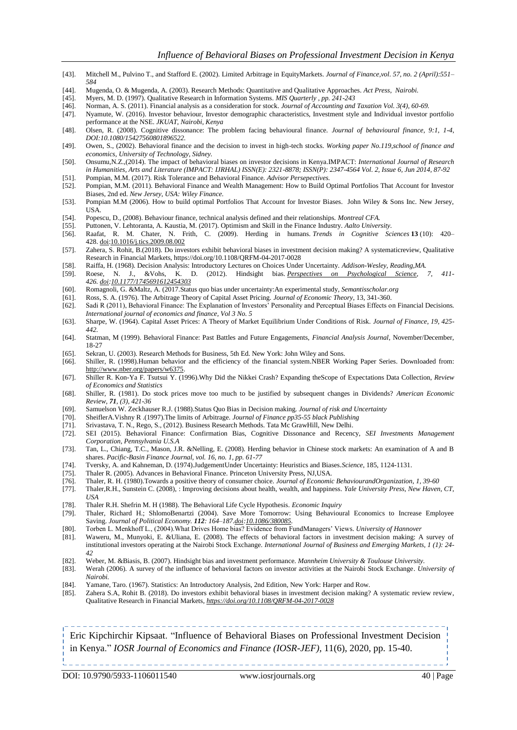[43]. Mitchell M., Pulvino T., and Stafford E. (2002). Limited Arbitrage in EquityMarkets. *Journal of Finance,vol. 57, no. 2 (April):551–584*

[44]. Mugenda, O. & Mugenda, A. (2003). Research Methods: Quantitative and Qualitative Approaches. *Act Press, Nairobi.*

[45]. Myers, M. D. (1997). Qualitative Research in Information Systems. *MIS Quarterly , pp. 241-243*

[46]. Norman, A. S. (2011). Financial analysis as a consideration for stock. *Journal of Accounting and Taxation Vol. 3(4), 60-69.*

[47]. Nyamute, W. (2016). Investor behaviour, Investor demographic characteristics, Investment style and Individual investor portfolio performance at the NSE. *JKUAT, Nairobi, Kenya*

[48]. Olsen, R. (2008). Cognitive dissonance: The problem facing behavioural finance. *Journal of behavioural finance, 9:1, 1-4, DOI:10.1080/15427560801896522.*

[49]. Owen, S., (2002). Behavioral finance and the decision to invest in high-tech stocks. *Working paper No.119,school of finance and economics, University of Technology, Sidney.*

[50]. Onsumu,N.Z.,(2014). The impact of behavioral biases on investor decisions in Kenya.IMPACT: *International Journal of Research in Humanities, Arts and Literature (IMPACT: IJRHAL) ISSN(E): 2321-8878; ISSN(P): 2347-4564 Vol. 2, Issue 6, Jun 2014, 87-92*

[51]. Pompian, M.M. (2017). Risk Tolerance and Behavioral Finance. *Advisor Persepectives.*

[52]. Pompian, M.M. (2011). Behavioral Finance and Wealth Management: How to Build Optimal Portfolios That Account for Investor Biases, 2nd ed. *New Jersey, USA: Wiley Finance.*

[53]. Pompian M.M (2006). How to build optimal Portfolios That Account for Investor Biases. John Wiley & Sons Inc. New Jersey, USA.

[54]. Popescu, D., (2008). Behaviour finance, technical analysis defined and their relationships. *Montreal CFA.*

[55]. Puttonen, V. Lehtoranta, A. Kaustia, M. (2017). Optimism and Skill in the Finance Industry. *Aalto University.*

[56]. Raafat, R. M. Chater, N. Frith, C. (2009). Herding in humans. *Trends in Cognitive Sciences* **13** (10): 420–428. doi:10.1016/j.tics.2009.08.002

[57]. Zahera, S. Rohit, B.(2018). Do investors exhibit behavioral biases in investment decision making? A systematicreview, Qualitative Research in Financial Markets, https://doi.org/10.1108/QRFM-04-2017-0028

[58]. Raiffa, H. (1968). Decision Analysis: Introductory Lectures on Choices Under Uncertainty. *Addison-Wesley, Reading,MA.*

[59]. Roese, N. J., &Vohs, K. D. (2012). Hindsight bias. *Perspectives on Psychological Science, 7, 411-426. doi:10.1177/1745691612454303*

[60]. Romagnoli, G. &Maltz, A. (2017.Status quo bias under uncertainty:An experimental study, *Semantisscholar.org*

[61]. Ross, S. A. (1976). The Arbitrage Theory of Capital Asset Pricing. *Journal of Economic Theory*, 13, 341-360.

[62]. Sadi R (2011), Behavioral Finance: The Explanation of Investors' Personality and Perceptual Biases Effects on Financial Decisions. *International journal of economics and finance, Vol 3 No. 5*

[63]. Sharpe, W. (1964). Capital Asset Prices: A Theory of Market Equilibrium Under Conditions of Risk. *Journal of Finance, 19, 425-442.*

[64]. Statman, M (1999). Behavioral Finance: Past Battles and Future Engagements, *Financial Analysis Journal*, November/December, 18-27

[65]. Sekran, U. (2003). Research Methods for Business, 5th Ed. New York: John Wiley and Sons.

[66]. Shiller, R. (1998).Human behavior and the efficiency of the financial system.NBER Working Paper Series. Downloaded from: http://www.nber.org/papers/w6375.

[67]. Shiller R. Kon-Ya F. Tsutsui Y. (1996).Why Did the Nikkei Crash? Expanding theScope of Expectations Data Collection, *Review of Economics and Statistics*

[68]. Shiller, R. (1981). Do stock prices move too much to be justified by subsequent changes in Dividends? *American Economic Review, **71**, (3), 421-36*

[69]. Samuelson W. Zeckhauser R.J. (1988).Status Quo Bias in Decision making. *Journal of risk and Uncertainty*

[70]. SheiflerA.Vishny R .(1997).The limits of Arbitrage. *Journal of Finance pp35-55 black Publishing*

[71]. Srivastava, T. N., Rego, S., (2012). Business Research Methods. Tata Mc GrawHill, New Delhi.

[72]. SEI (2015). Behavioral Finance: Confirmation Bias, Cognitive Dissonance and Recency, *SEI Investments Management Corporation, Pennsylvania U.S.A*

[73]. Tan, L., Chiang, T.C., Mason, J.R. &Nelling, E. (2008). Herding behavior in Chinese stock markets: An examination of A and B shares. *Pacific-Basin Finance Journal, vol. 16, no. 1, pp. 61-77*

[74]. Tversky, A. and Kahneman, D. (1974).JudgementUnder Uncertainty: Heuristics and Biases.*Science*, 185, 1124-1131.

[75]. Thaler R. (2005). Advances in Behavioral Finance. Princeton University Press, NJ,USA.

[76]. Thaler, R. H. (1980).Towards a positive theory of consumer choice. *Journal of Economic BehaviourandOrganization, 1, 39-60*

[77]. Thaler,R.H., Sunstein C. (2008), : Improving decisions about health, wealth, and happiness. *Yale University Press, New Haven, CT, USA*

[78]. Thaler R.H. Shefrin M. H (1988). The Behavioral Life Cycle Hypothesis. *Economic Inquiry*

[79]. Thaler, Richard H.; ShlomoBenartzi (2004). Save More Tomorrow: Using Behavioural Economics to Increase Employee Saving. *Journal of Political Economy. **112**: 164–187.doi:10.1086/380085.*

[80]. Torben L. Menkhoff L., (2004).What Drives Home bias? Evidence from FundManagers' Views. *University of Hannover*

[81]. Waweru, M., Munyoki, E. &Uliana, E. (2008). The effects of behavioral factors in investment decision making: A survey of institutional investors operating at the Nairobi Stock Exchange. *International Journal of Business and Emerging Markets, 1 (1): 24-42*

[82]. Weber, M. &Biasis, B. (2007). Hindsight bias and investment performance. *Mannheim University & Toulouse University.*

[83]. Werah (2006). A survey of the influence of behavioral factors on investor activities at the Nairobi Stock Exchange. *University of Nairobi.*

[84]. Yamane, Taro. (1967). Statistics: An Introductory Analysis, 2nd Edition, New York: Harper and Row.

[85]. Zahera S.A, Rohit B. (2018). Do investors exhibit behavioral biases in investment decision making? A systematic review review, Qualitative Research in Financial Markets, *https://doi.org/10.1108/QRFM-04-2017-0028*

Eric Kipchirchir Kipsaat. "Influence of Behavioral Biases on Professional Investment Decision in Kenya." *IOSR Journal of Economics and Finance (IOSR-JEF)*, 11(6), 2020, pp. 15-40.